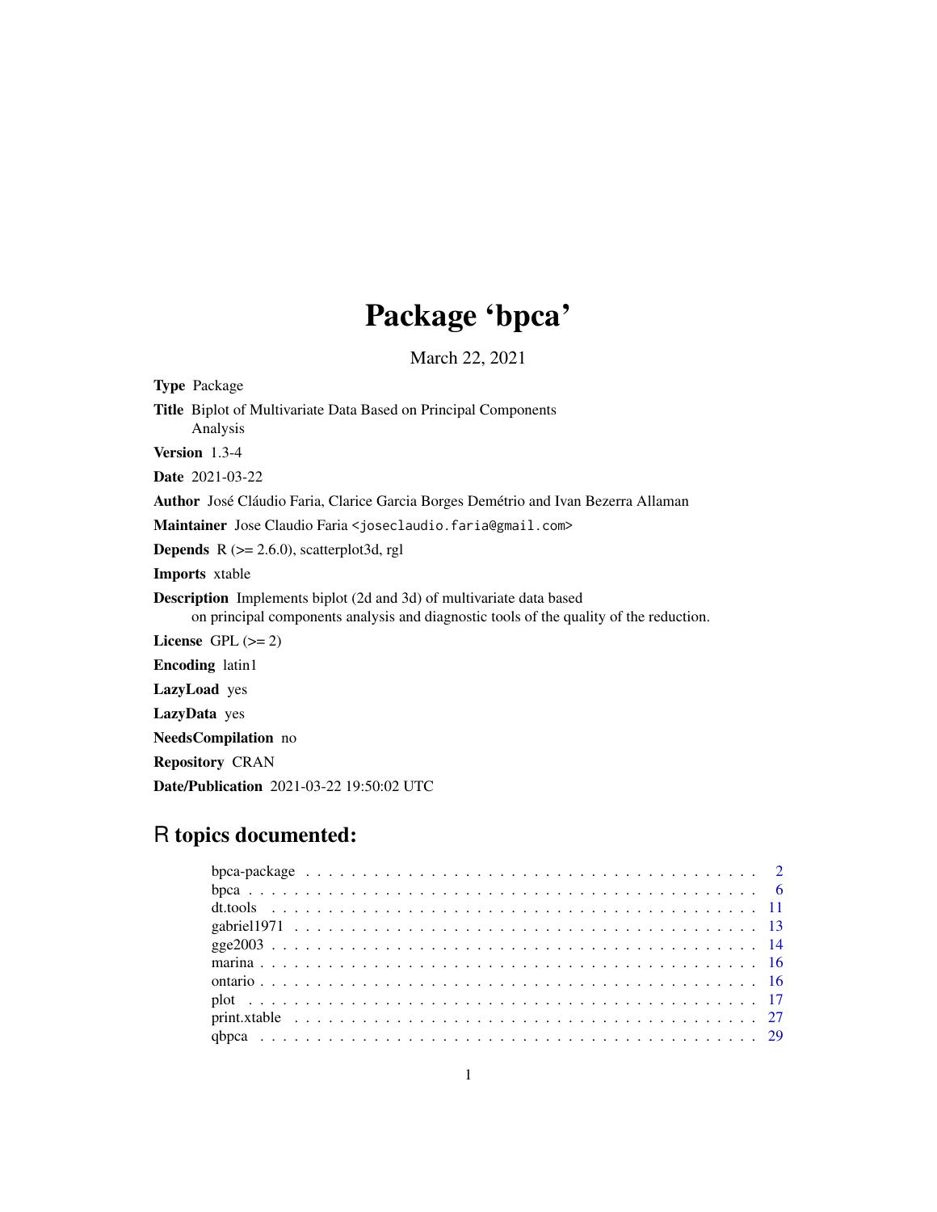# Package 'bpca'

March 22, 2021

**Type** Package

**Title** Biplot of Multivariate Data Based on Principal Components Analysis

**Version** 1.3-4

**Date** 2021-03-22

**Author** José Cláudio Faria, Clarice Garcia Borges Demétrio and Ivan Bezerra Allaman

**Maintainer** Jose Claudio Faria <joseclaudio.faria@gmail.com>

**Depends** R (>= 2.6.0), scatterplot3d, rgl

**Imports** xtable

**Description** Implements biplot (2d and 3d) of multivariate data based on principal components analysis and diagnostic tools of the quality of the reduction.

**License** GPL (>= 2)

**Encoding** latin1

**LazyLoad** yes

**LazyData** yes

**NeedsCompilation** no

**Repository** CRAN

**Date/Publication** 2021-03-22 19:50:02 UTC

## R topics documented:

| | |
|---|---|
| bpca-package | 2 |
| bpca | 6 |
| dt.tools | 11 |
| gabriel1971 | 13 |
| gge2003 | 14 |
| marina | 16 |
| ontario | 16 |
| plot | 17 |
| print.xtable | 27 |
| qbpca | 29 |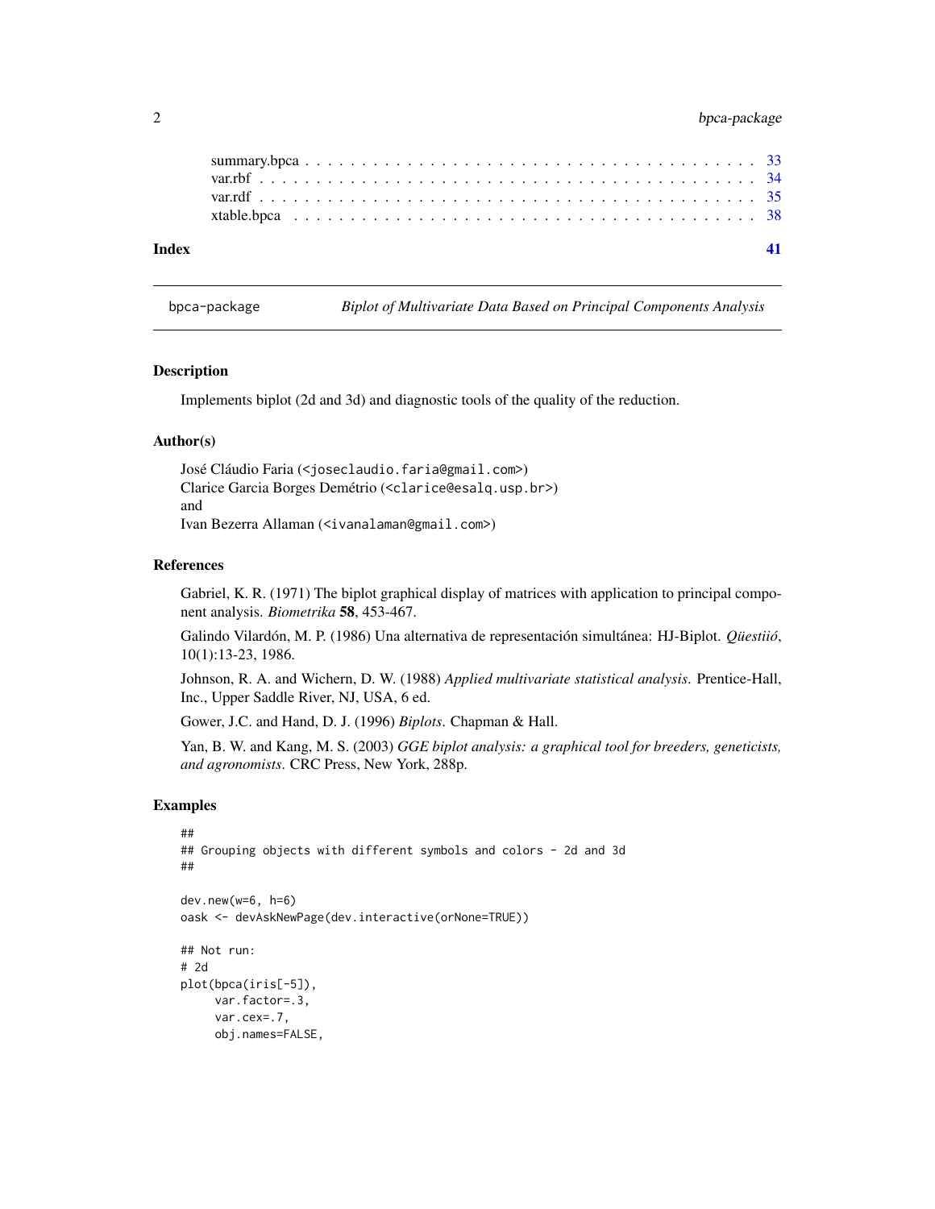summary.bpca . . . . . . . . . . . . . . . . . . . . . . . . . . . . . . . . . . . . . . 33
var.rbf . . . . . . . . . . . . . . . . . . . . . . . . . . . . . . . . . . . . . . . . . 34
var.rdf . . . . . . . . . . . . . . . . . . . . . . . . . . . . . . . . . . . . . . . . . 35
xtable.bpca . . . . . . . . . . . . . . . . . . . . . . . . . . . . . . . . . . . . . . 38

**Index** 41

---

# bpca-package — *Biplot of Multivariate Data Based on Principal Components Analysis*

## Description

Implements biplot (2d and 3d) and diagnostic tools of the quality of the reduction.

## Author(s)

José Cláudio Faria (<joseclaudio.faria@gmail.com>)
Clarice Garcia Borges Demétrio (<clarice@esalq.usp.br>)
and
Ivan Bezerra Allaman (<ivanalaman@gmail.com>)

## References

Gabriel, K. R. (1971) The biplot graphical display of matrices with application to principal component analysis. *Biometrika* **58**, 453-467.

Galindo Vilardón, M. P. (1986) Una alternativa de representación simultánea: HJ-Biplot. *Qüestiió*, 10(1):13-23, 1986.

Johnson, R. A. and Wichern, D. W. (1988) *Applied multivariate statistical analysis*. Prentice-Hall, Inc., Upper Saddle River, NJ, USA, 6 ed.

Gower, J.C. and Hand, D. J. (1996) *Biplots*. Chapman & Hall.

Yan, B. W. and Kang, M. S. (2003) *GGE biplot analysis: a graphical tool for breeders, geneticists, and agronomists*. CRC Press, New York, 288p.

## Examples

```
##
## Grouping objects with different symbols and colors - 2d and 3d
##

dev.new(w=6, h=6)
oask <- devAskNewPage(dev.interactive(orNone=TRUE))

## Not run:
# 2d
plot(bpca(iris[-5]),
     var.factor=.3,
     var.cex=.7,
     obj.names=FALSE,
```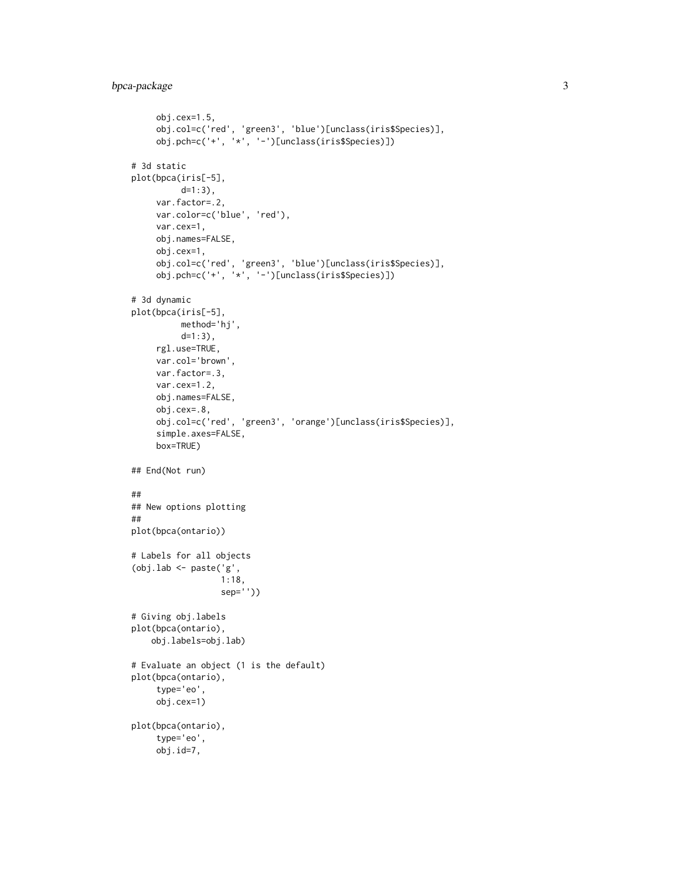```
     obj.cex=1.5,
     obj.col=c('red', 'green3', 'blue')[unclass(iris$Species)],
     obj.pch=c('+', '*', '-')[unclass(iris$Species)])

# 3d static
plot(bpca(iris[-5],
          d=1:3),
     var.factor=.2,
     var.color=c('blue', 'red'),
     var.cex=1,
     obj.names=FALSE,
     obj.cex=1,
     obj.col=c('red', 'green3', 'blue')[unclass(iris$Species)],
     obj.pch=c('+', '*', '-')[unclass(iris$Species)])

# 3d dynamic
plot(bpca(iris[-5],
          method='hj',
          d=1:3),
     rgl.use=TRUE,
     var.col='brown',
     var.factor=.3,
     var.cex=1.2,
     obj.names=FALSE,
     obj.cex=.8,
     obj.col=c('red', 'green3', 'orange')[unclass(iris$Species)],
     simple.axes=FALSE,
     box=TRUE)

## End(Not run)

##
## New options plotting
##
plot(bpca(ontario))

# Labels for all objects
(obj.lab <- paste('g',
                  1:18,
                  sep=''))

# Giving obj.labels
plot(bpca(ontario),
    obj.labels=obj.lab)

# Evaluate an object (1 is the default)
plot(bpca(ontario),
     type='eo',
     obj.cex=1)

plot(bpca(ontario),
     type='eo',
     obj.id=7,
```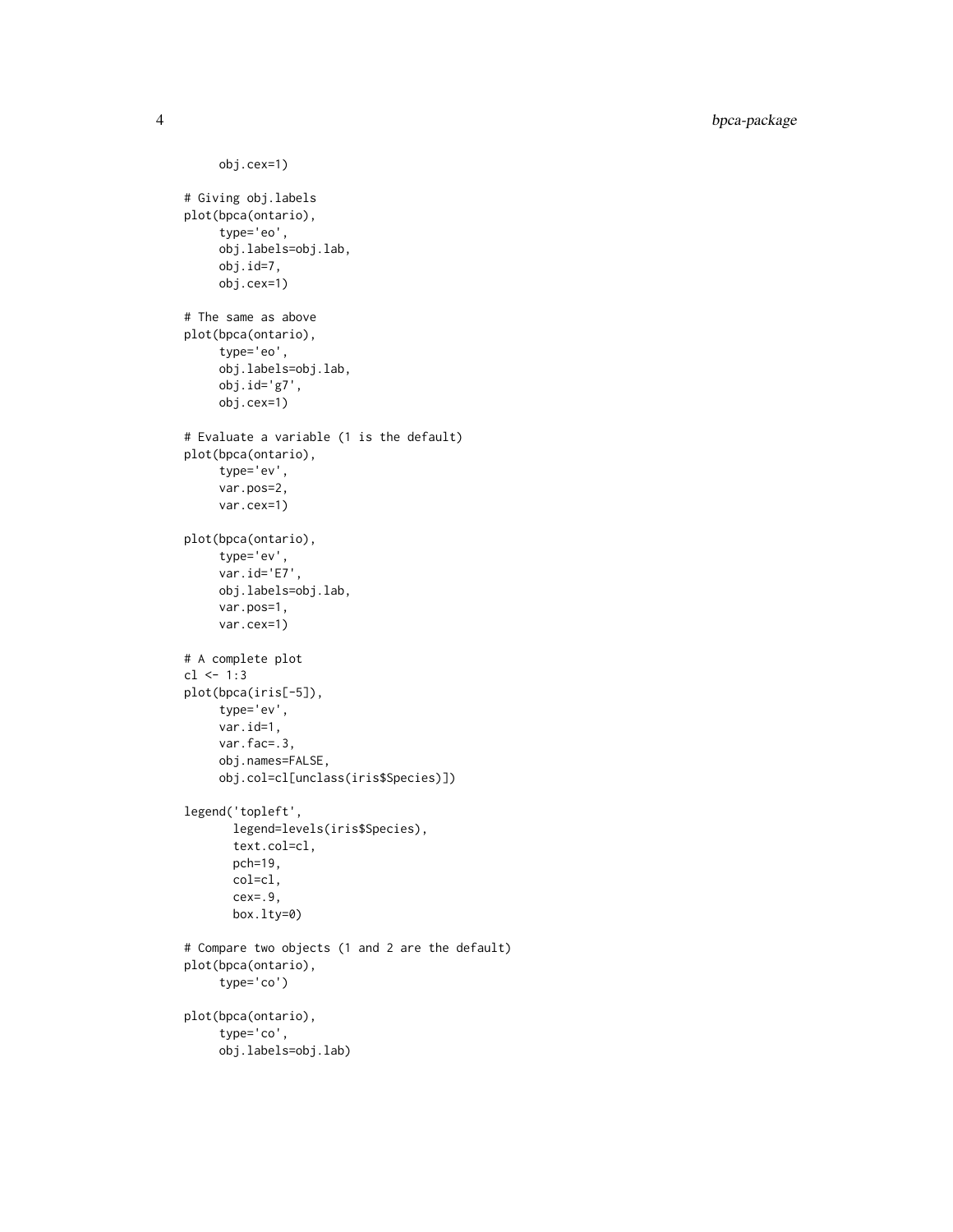```
     obj.cex=1)

# Giving obj.labels
plot(bpca(ontario),
     type='eo',
     obj.labels=obj.lab,
     obj.id=7,
     obj.cex=1)

# The same as above
plot(bpca(ontario),
     type='eo',
     obj.labels=obj.lab,
     obj.id='g7',
     obj.cex=1)

# Evaluate a variable (1 is the default)
plot(bpca(ontario),
     type='ev',
     var.pos=2,
     var.cex=1)

plot(bpca(ontario),
     type='ev',
     var.id='E7',
     obj.labels=obj.lab,
     var.pos=1,
     var.cex=1)

# A complete plot
cl <- 1:3
plot(bpca(iris[-5]),
     type='ev',
     var.id=1,
     var.fac=.3,
     obj.names=FALSE,
     obj.col=cl[unclass(iris$Species)])

legend('topleft',
       legend=levels(iris$Species),
       text.col=cl,
       pch=19,
       col=cl,
       cex=.9,
       box.lty=0)

# Compare two objects (1 and 2 are the default)
plot(bpca(ontario),
     type='co')

plot(bpca(ontario),
     type='co',
     obj.labels=obj.lab)
```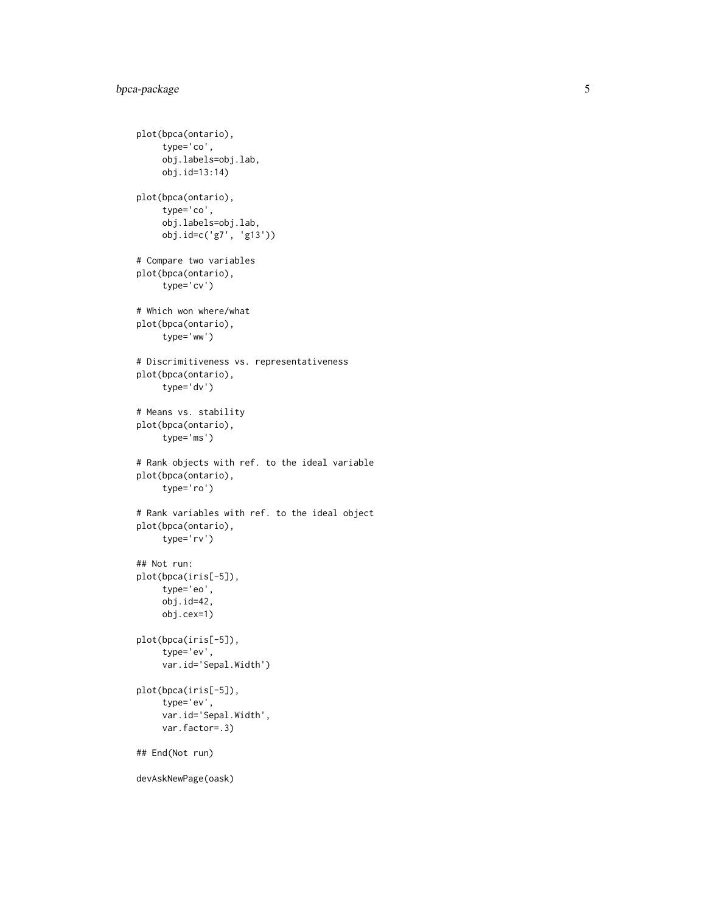```
plot(bpca(ontario),
     type='co',
     obj.labels=obj.lab,
     obj.id=13:14)

plot(bpca(ontario),
     type='co',
     obj.labels=obj.lab,
     obj.id=c('g7', 'g13'))

# Compare two variables
plot(bpca(ontario),
     type='cv')

# Which won where/what
plot(bpca(ontario),
     type='ww')

# Discrimitiveness vs. representativeness
plot(bpca(ontario),
     type='dv')

# Means vs. stability
plot(bpca(ontario),
     type='ms')

# Rank objects with ref. to the ideal variable
plot(bpca(ontario),
     type='ro')

# Rank variables with ref. to the ideal object
plot(bpca(ontario),
     type='rv')

## Not run:
plot(bpca(iris[-5]),
     type='eo',
     obj.id=42,
     obj.cex=1)

plot(bpca(iris[-5]),
     type='ev',
     var.id='Sepal.Width')

plot(bpca(iris[-5]),
     type='ev',
     var.id='Sepal.Width',
     var.factor=.3)

## End(Not run)

devAskNewPage(oask)
```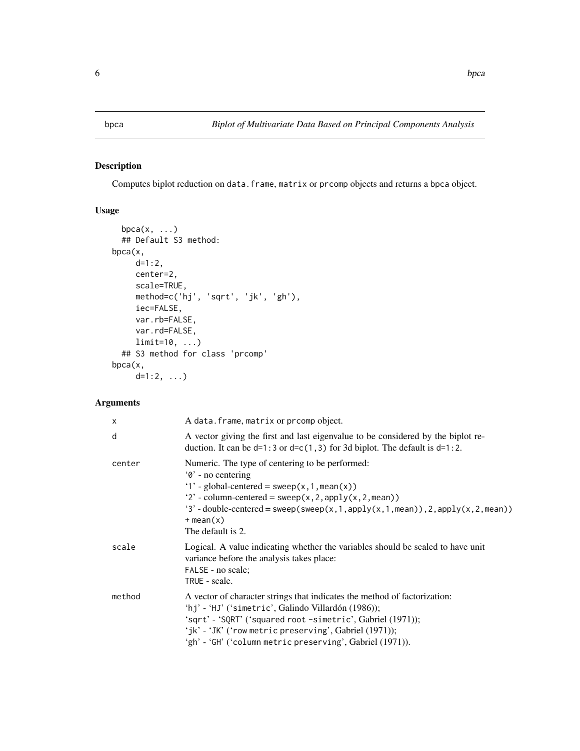## bpca — *Biplot of Multivariate Data Based on Principal Components Analysis*

### Description

Computes biplot reduction on `data.frame`, `matrix` or `prcomp` objects and returns a `bpca` object.

### Usage

```
  bpca(x, ...)
  ## Default S3 method:
bpca(x,
     d=1:2,
     center=2,
     scale=TRUE,
     method=c('hj', 'sqrt', 'jk', 'gh'),
     iec=FALSE,
     var.rb=FALSE,
     var.rd=FALSE,
     limit=10, ...)
  ## S3 method for class 'prcomp'
bpca(x,
     d=1:2, ...)
```

### Arguments

| | |
|---|---|
| x | A `data.frame`, `matrix` or `prcomp` object. |
| d | A vector giving the first and last eigenvalue to be considered by the biplot reduction. It can be `d=1:3` or `d=c(1,3)` for 3d biplot. The default is `d=1:2`. |
| center | Numeric. The type of centering to be performed:<br>'0' - no centering<br>'1' - global-centered = `sweep(x,1,mean(x))`<br>'2' - column-centered = `sweep(x,2,apply(x,2,mean))`<br>'3' - double-centered = `sweep(sweep(x,1,apply(x,1,mean)),2,apply(x,2,mean)) + mean(x)`<br>The default is 2. |
| scale | Logical. A value indicating whether the variables should be scaled to have unit variance before the analysis takes place:<br>`FALSE` - no scale;<br>`TRUE` - scale. |
| method | A vector of character strings that indicates the method of factorization:<br>'hj' - 'HJ' ('simetric', Galindo Villardón (1986));<br>'sqrt' - 'SQRT' ('squared root -simetric', Gabriel (1971));<br>'jk' - 'JK' ('row metric preserving', Gabriel (1971));<br>'gh' - 'GH' ('column metric preserving', Gabriel (1971)). |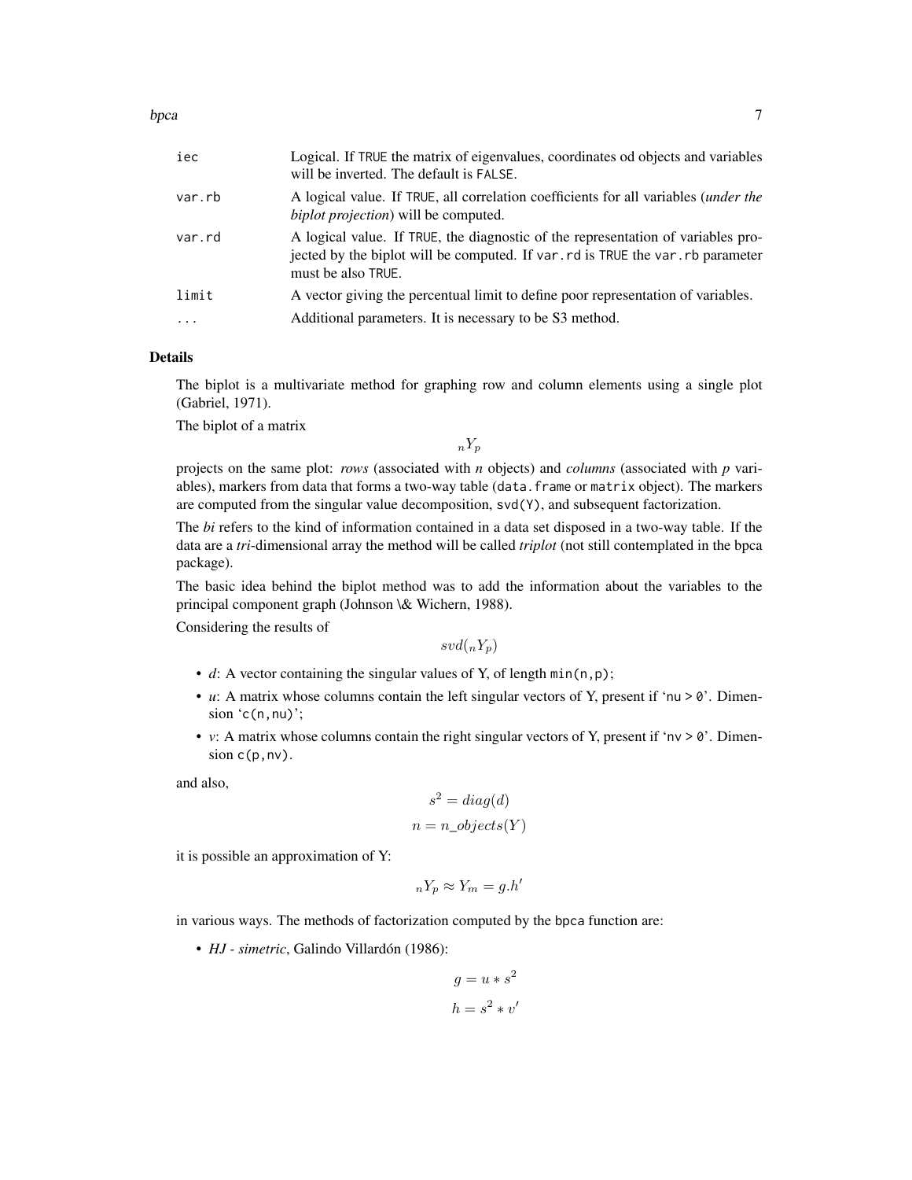| | |
|---|---|
| iec | Logical. If TRUE the matrix of eigenvalues, coordinates od objects and variables will be inverted. The default is FALSE. |
| var.rb | A logical value. If TRUE, all correlation coefficients for all variables (*under the biplot projection*) will be computed. |
| var.rd | A logical value. If TRUE, the diagnostic of the representation of variables projected by the biplot will be computed. If var.rd is TRUE the var.rb parameter must be also TRUE. |
| limit | A vector giving the percentual limit to define poor representation of variables. |
| ... | Additional parameters. It is necessary to be S3 method. |

## Details

The biplot is a multivariate method for graphing row and column elements using a single plot (Gabriel, 1971).

The biplot of a matrix

$$_nY_p$$

projects on the same plot: *rows* (associated with *n* objects) and *columns* (associated with *p* variables), markers from data that forms a two-way table (data.frame or matrix object). The markers are computed from the singular value decomposition, svd(Y), and subsequent factorization.

The *bi* refers to the kind of information contained in a data set disposed in a two-way table. If the data are a *tri*-dimensional array the method will be called *triplot* (not still contemplated in the bpca package).

The basic idea behind the biplot method was to add the information about the variables to the principal component graph (Johnson \& Wichern, 1988).

Considering the results of

$$svd(_nY_p)$$

- *d*: A vector containing the singular values of Y, of length min(n,p);
- *u*: A matrix whose columns contain the left singular vectors of Y, present if 'nu > 0'. Dimension 'c(n,nu)';
- *v*: A matrix whose columns contain the right singular vectors of Y, present if 'nv > 0'. Dimension c(p,nv).

and also,

$$s^2 = diag(d)$$

$$n = n\_objects(Y)$$

it is possible an approximation of Y:

$$_nY_p \approx Y_m = g.h'$$

in various ways. The methods of factorization computed by the bpca function are:

- *HJ - simetric*, Galindo Villardón (1986):

$$g = u * s^2$$

$$h = s^2 * v'$$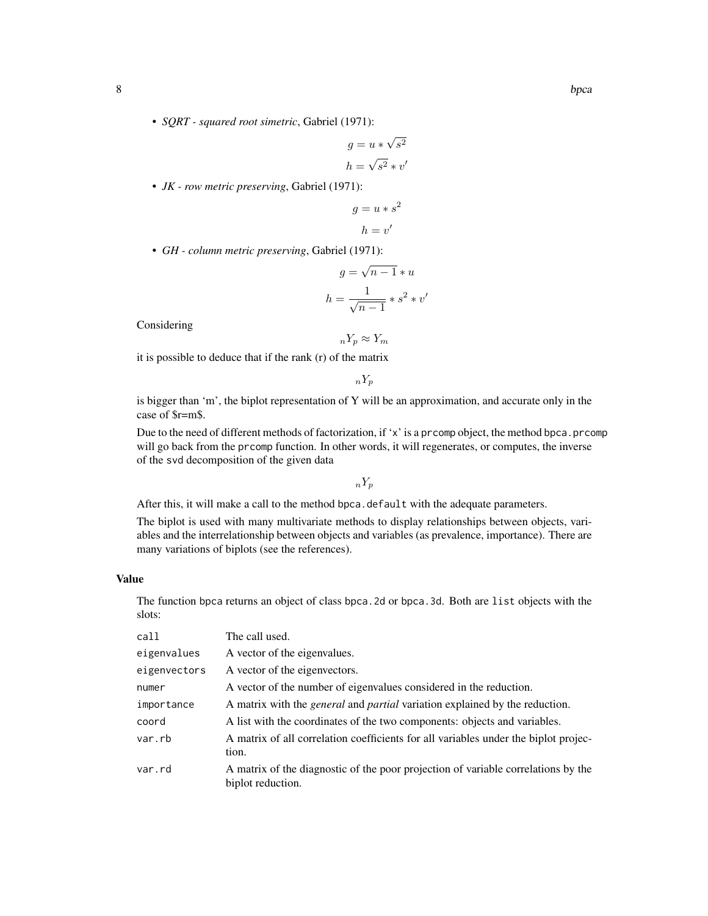- *SQRT - squared root simetric*, Gabriel (1971):

$$g = u * \sqrt{s^2}$$

$$h = \sqrt{s^2} * v'$$

- *JK - row metric preserving*, Gabriel (1971):

$$g = u * s^2$$

$$h = v'$$

- *GH - column metric preserving*, Gabriel (1971):

$$g = \sqrt{n-1} * u$$

$$h = \frac{1}{\sqrt{n-1}} * s^2 * v'$$

Considering

$$_nY_p \approx Y_m$$

it is possible to deduce that if the rank (r) of the matrix

$$_nY_p$$

is bigger than 'm', the biplot representation of Y will be an approximation, and accurate only in the case of $r=m$.

Due to the need of different methods of factorization, if 'x' is a `prcomp` object, the method `bpca.prcomp` will go back from the `prcomp` function. In other words, it will regenerates, or computes, the inverse of the `svd` decomposition of the given data

$$_nY_p$$

After this, it will make a call to the method `bpca.default` with the adequate parameters.

The biplot is used with many multivariate methods to display relationships between objects, variables and the interrelationship between objects and variables (as prevalence, importance). There are many variations of biplots (see the references).

## Value

The function `bpca` returns an object of class `bpca.2d` or `bpca.3d`. Both are `list` objects with the slots:

| | |
|---|---|
| `call` | The call used. |
| `eigenvalues` | A vector of the eigenvalues. |
| `eigenvectors` | A vector of the eigenvectors. |
| `numer` | A vector of the number of eigenvalues considered in the reduction. |
| `importance` | A matrix with the *general* and *partial* variation explained by the reduction. |
| `coord` | A list with the coordinates of the two components: objects and variables. |
| `var.rb` | A matrix of all correlation coefficients for all variables under the biplot projection. |
| `var.rd` | A matrix of the diagnostic of the poor projection of variable correlations by the biplot reduction. |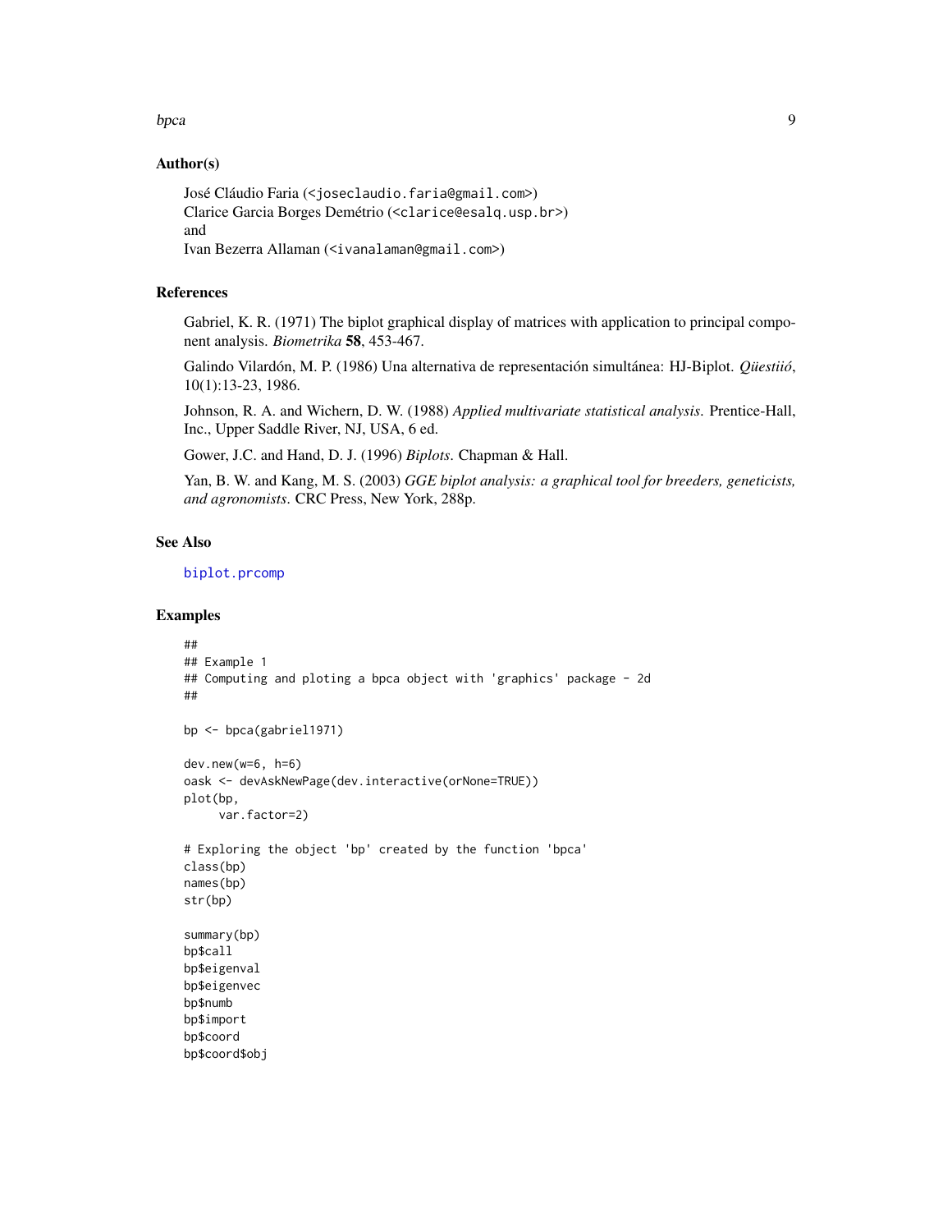### Author(s)

José Cláudio Faria (<joseclaudio.faria@gmail.com>)
Clarice Garcia Borges Demétrio (<clarice@esalq.usp.br>)
and
Ivan Bezerra Allaman (<ivanalaman@gmail.com>)

### References

Gabriel, K. R. (1971) The biplot graphical display of matrices with application to principal component analysis. *Biometrika* **58**, 453-467.

Galindo Vilardón, M. P. (1986) Una alternativa de representación simultánea: HJ-Biplot. *Qüestiió*, 10(1):13-23, 1986.

Johnson, R. A. and Wichern, D. W. (1988) *Applied multivariate statistical analysis.* Prentice-Hall, Inc., Upper Saddle River, NJ, USA, 6 ed.

Gower, J.C. and Hand, D. J. (1996) *Biplots.* Chapman & Hall.

Yan, B. W. and Kang, M. S. (2003) *GGE biplot analysis: a graphical tool for breeders, geneticists, and agronomists.* CRC Press, New York, 288p.

### See Also

biplot.prcomp

### Examples

```
##
## Example 1
## Computing and ploting a bpca object with 'graphics' package - 2d
##

bp <- bpca(gabriel1971)

dev.new(w=6, h=6)
oask <- devAskNewPage(dev.interactive(orNone=TRUE))
plot(bp,
     var.factor=2)

# Exploring the object 'bp' created by the function 'bpca'
class(bp)
names(bp)
str(bp)

summary(bp)
bp$call
bp$eigenval
bp$eigenvec
bp$numb
bp$import
bp$coord
bp$coord$obj
```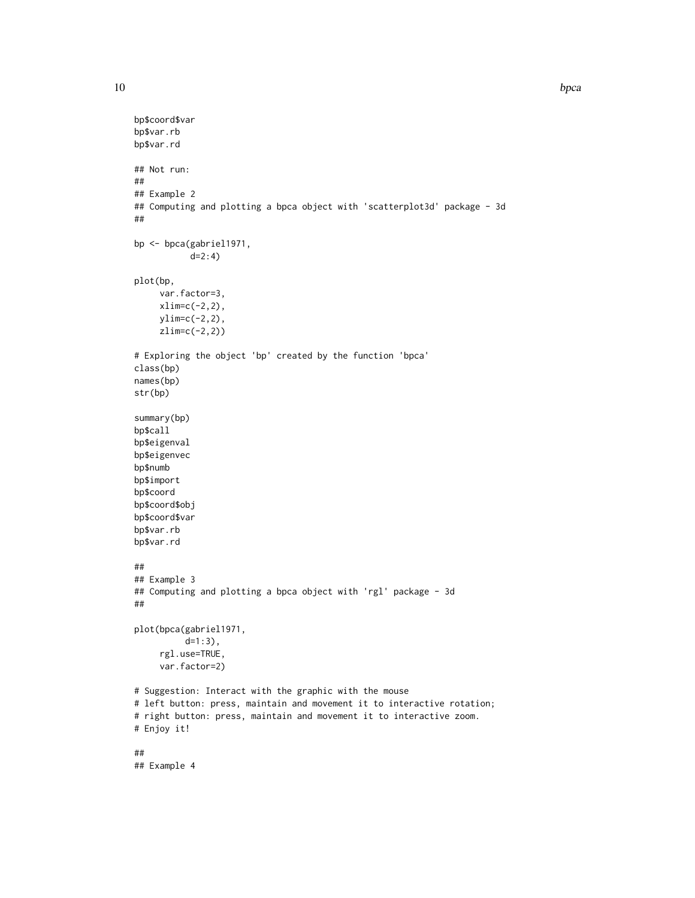```
bp$coord$var
bp$var.rb
bp$var.rd

## Not run:
##
## Example 2
## Computing and plotting a bpca object with 'scatterplot3d' package - 3d
##

bp <- bpca(gabriel1971,
           d=2:4)

plot(bp,
     var.factor=3,
     xlim=c(-2,2),
     ylim=c(-2,2),
     zlim=c(-2,2))

# Exploring the object 'bp' created by the function 'bpca'
class(bp)
names(bp)
str(bp)

summary(bp)
bp$call
bp$eigenval
bp$eigenvec
bp$numb
bp$import
bp$coord
bp$coord$obj
bp$coord$var
bp$var.rb
bp$var.rd

##
## Example 3
## Computing and plotting a bpca object with 'rgl' package - 3d
##

plot(bpca(gabriel1971,
          d=1:3),
     rgl.use=TRUE,
     var.factor=2)

# Suggestion: Interact with the graphic with the mouse
# left button: press, maintain and movement it to interactive rotation;
# right button: press, maintain and movement it to interactive zoom.
# Enjoy it!

##
## Example 4
```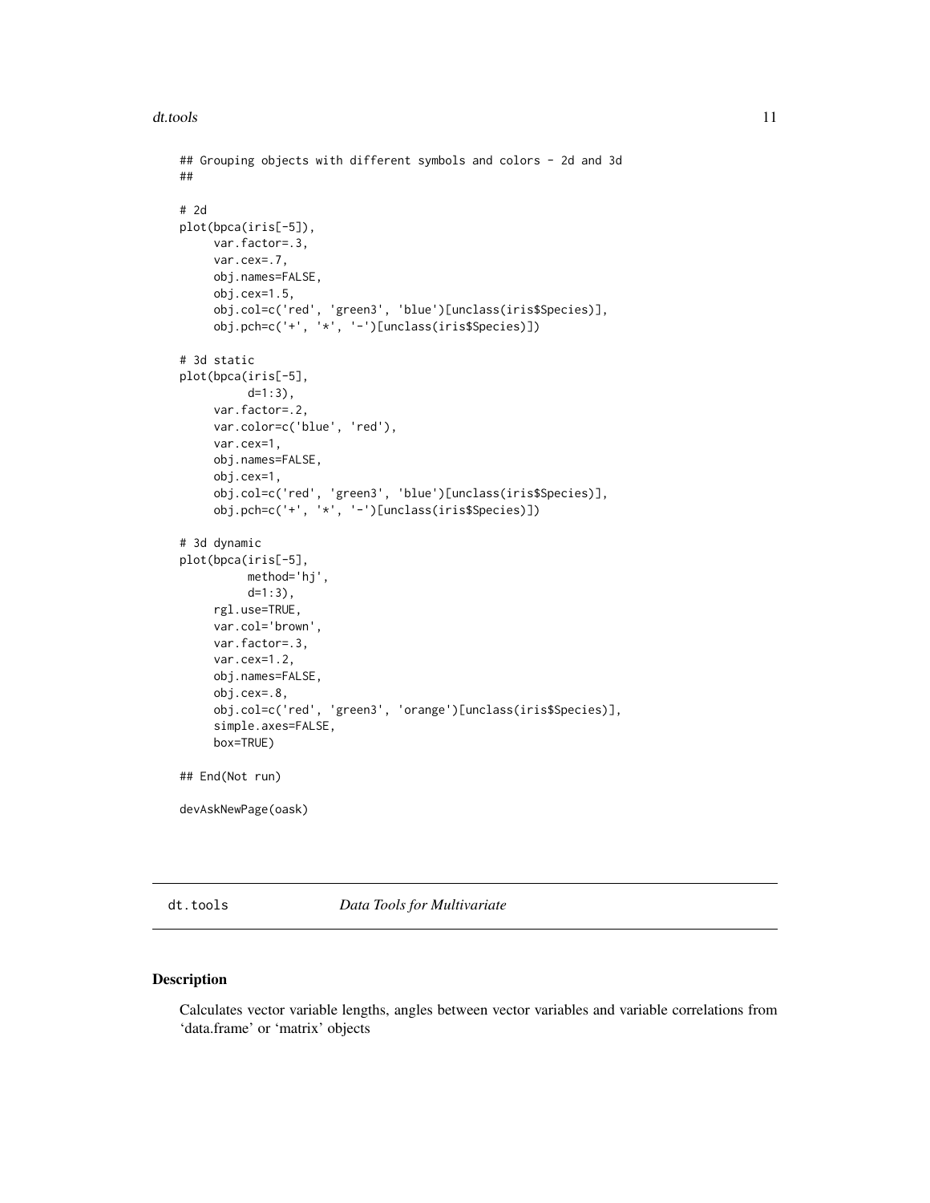```
## Grouping objects with different symbols and colors - 2d and 3d
##

# 2d
plot(bpca(iris[-5]),
     var.factor=.3,
     var.cex=.7,
     obj.names=FALSE,
     obj.cex=1.5,
     obj.col=c('red', 'green3', 'blue')[unclass(iris$Species)],
     obj.pch=c('+', '*', '-')[unclass(iris$Species)])

# 3d static
plot(bpca(iris[-5],
          d=1:3),
     var.factor=.2,
     var.color=c('blue', 'red'),
     var.cex=1,
     obj.names=FALSE,
     obj.cex=1,
     obj.col=c('red', 'green3', 'blue')[unclass(iris$Species)],
     obj.pch=c('+', '*', '-')[unclass(iris$Species)])

# 3d dynamic
plot(bpca(iris[-5],
          method='hj',
          d=1:3),
     rgl.use=TRUE,
     var.col='brown',
     var.factor=.3,
     var.cex=1.2,
     obj.names=FALSE,
     obj.cex=.8,
     obj.col=c('red', 'green3', 'orange')[unclass(iris$Species)],
     simple.axes=FALSE,
     box=TRUE)

## End(Not run)

devAskNewPage(oask)
```

---

dt.tools *Data Tools for Multivariate*

---

## Description

Calculates vector variable lengths, angles between vector variables and variable correlations from 'data.frame' or 'matrix' objects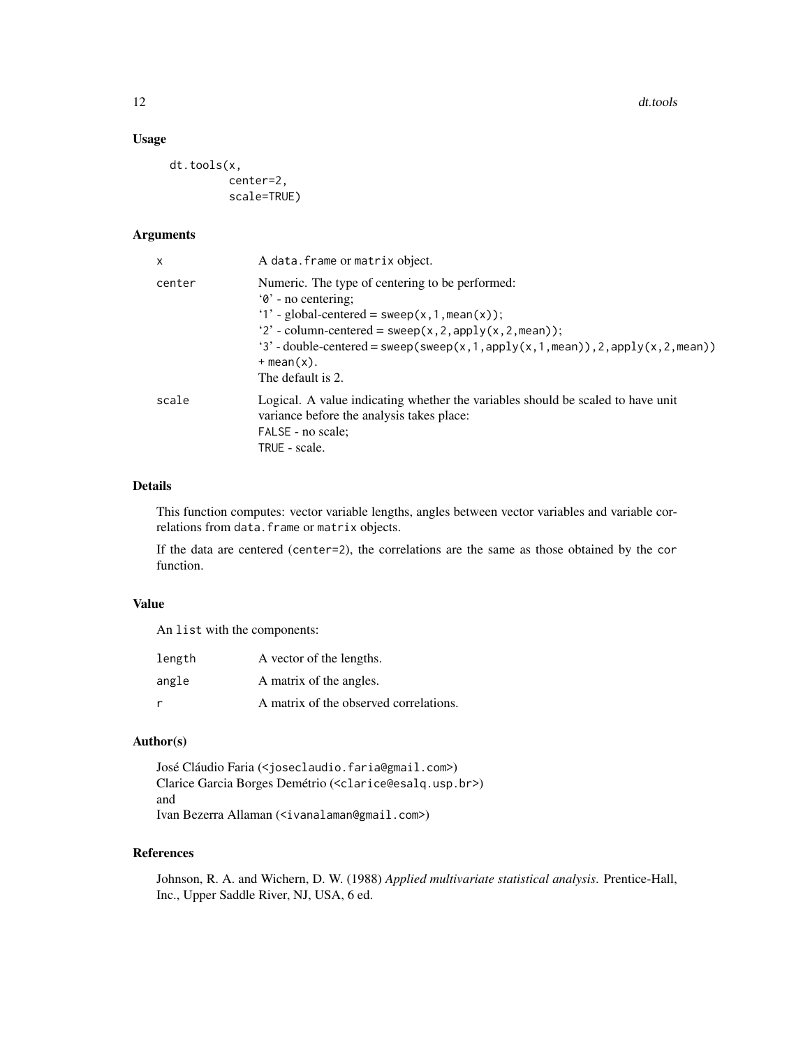## Usage

```
dt.tools(x,
         center=2,
         scale=TRUE)
```

## Arguments

| | |
|---|---|
| x | A data.frame or matrix object. |
| center | Numeric. The type of centering to be performed:<br>'0' - no centering;<br>'1' - global-centered = sweep(x,1,mean(x));<br>'2' - column-centered = sweep(x,2,apply(x,2,mean));<br>'3' - double-centered = sweep(sweep(x,1,apply(x,1,mean)),2,apply(x,2,mean)) + mean(x).<br>The default is 2. |
| scale | Logical. A value indicating whether the variables should be scaled to have unit variance before the analysis takes place:<br>FALSE - no scale;<br>TRUE - scale. |

## Details

This function computes: vector variable lengths, angles between vector variables and variable correlations from data.frame or matrix objects.

If the data are centered (center=2), the correlations are the same as those obtained by the cor function.

## Value

An list with the components:

| | |
|---|---|
| length | A vector of the lengths. |
| angle | A matrix of the angles. |
| r | A matrix of the observed correlations. |

## Author(s)

José Cláudio Faria (<joseclaudio.faria@gmail.com>)
Clarice Garcia Borges Demétrio (<clarice@esalq.usp.br>)
and
Ivan Bezerra Allaman (<ivanalaman@gmail.com>)

## References

Johnson, R. A. and Wichern, D. W. (1988) *Applied multivariate statistical analysis*. Prentice-Hall, Inc., Upper Saddle River, NJ, USA, 6 ed.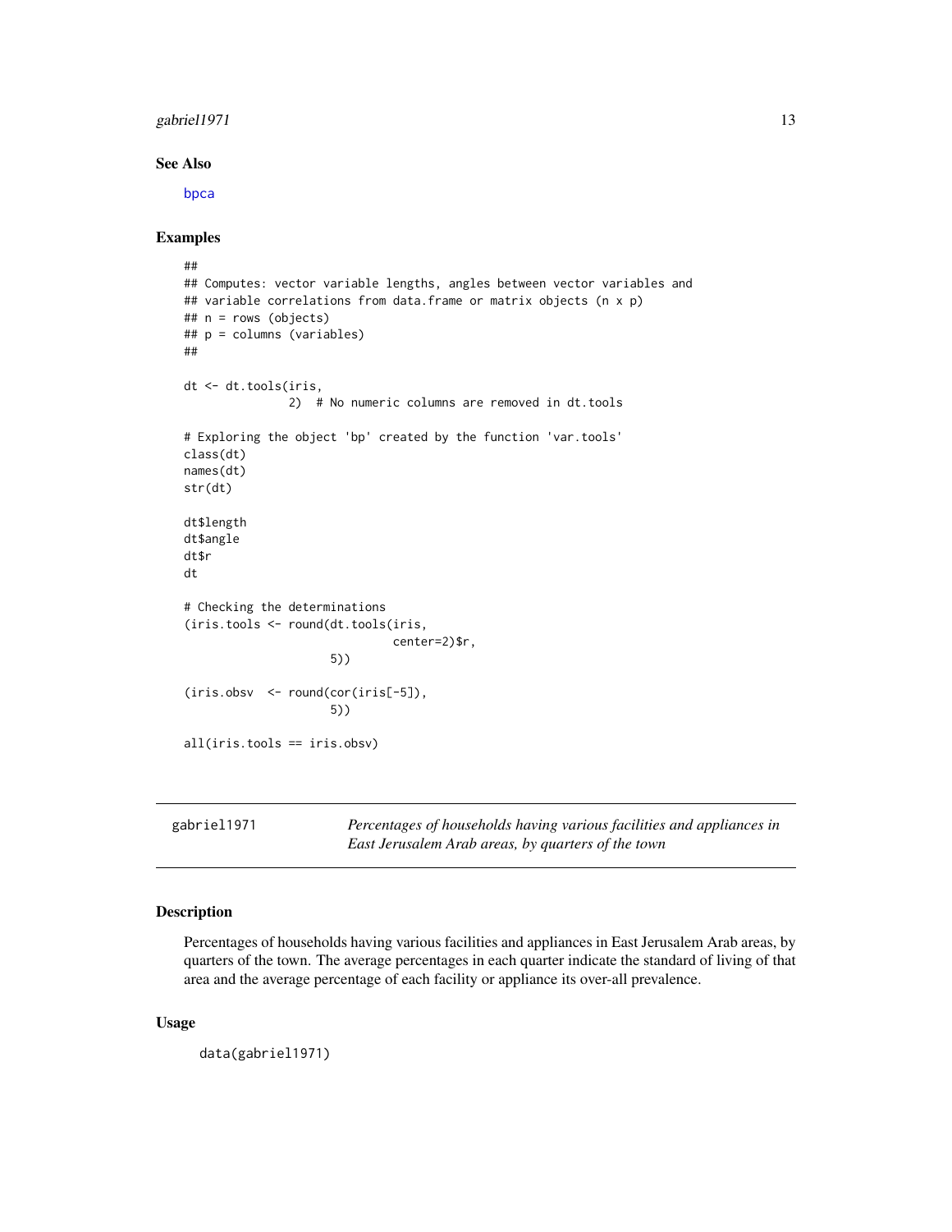### See Also

bpca

### Examples

```
##
## Computes: vector variable lengths, angles between vector variables and
## variable correlations from data.frame or matrix objects (n x p)
## n = rows (objects)
## p = columns (variables)
##

dt <- dt.tools(iris,
               2)  # No numeric columns are removed in dt.tools

# Exploring the object 'bp' created by the function 'var.tools'
class(dt)
names(dt)
str(dt)

dt$length
dt$angle
dt$r
dt

# Checking the determinations
(iris.tools <- round(dt.tools(iris,
                              center=2)$r,
                     5))

(iris.obsv  <- round(cor(iris[-5]),
                     5))

all(iris.tools == iris.obsv)
```

---

## gabriel1971 — *Percentages of households having various facilities and appliances in East Jerusalem Arab areas, by quarters of the town*

### Description

Percentages of households having various facilities and appliances in East Jerusalem Arab areas, by quarters of the town. The average percentages in each quarter indicate the standard of living of that area and the average percentage of each facility or appliance its over-all prevalence.

### Usage

```
data(gabriel1971)
```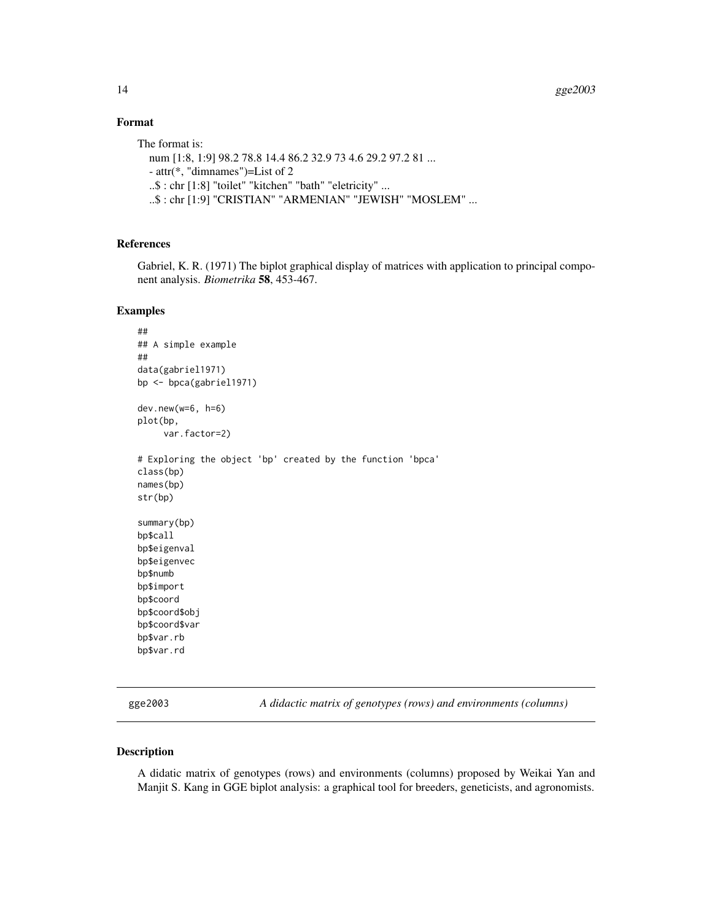## Format

The format is:

```
num [1:8, 1:9] 98.2 78.8 14.4 86.2 32.9 73 4.6 29.2 97.2 81 ...
- attr(*, "dimnames")=List of 2
..$ : chr [1:8] "toilet" "kitchen" "bath" "eletricity" ...
..$ : chr [1:9] "CRISTIAN" "ARMENIAN" "JEWISH" "MOSLEM" ...
```

## References

Gabriel, K. R. (1971) The biplot graphical display of matrices with application to principal component analysis. *Biometrika* **58**, 453-467.

## Examples

```
##
## A simple example
##
data(gabriel1971)
bp <- bpca(gabriel1971)

dev.new(w=6, h=6)
plot(bp,
     var.factor=2)

# Exploring the object 'bp' created by the function 'bpca'
class(bp)
names(bp)
str(bp)

summary(bp)
bp$call
bp$eigenval
bp$eigenvec
bp$numb
bp$import
bp$coord
bp$coord$obj
bp$coord$var
bp$var.rb
bp$var.rd
```

---

# gge2003 — *A didactic matrix of genotypes (rows) and environments (columns)*

## Description

A didatic matrix of genotypes (rows) and environments (columns) proposed by Weikai Yan and Manjit S. Kang in GGE biplot analysis: a graphical tool for breeders, geneticists, and agronomists.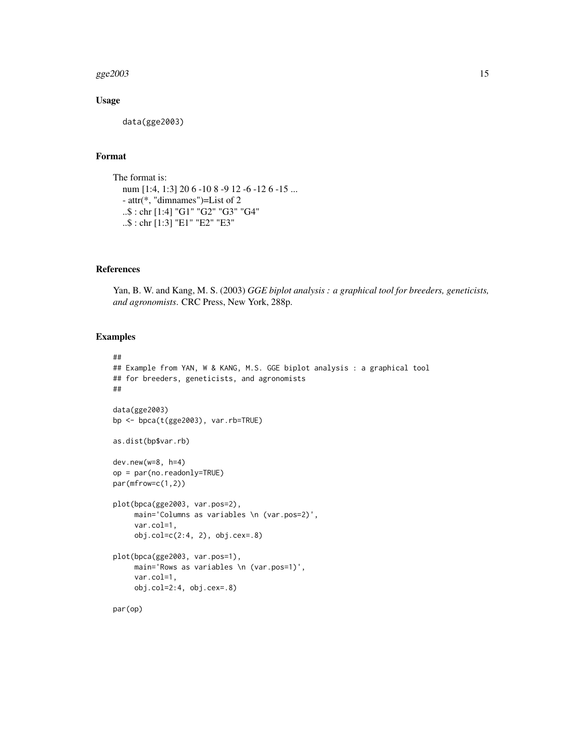### Usage

```
data(gge2003)
```

### Format

The format is:

```
num [1:4, 1:3] 20 6 -10 8 -9 12 -6 -12 6 -15 ...
- attr(*, "dimnames")=List of 2
..$ : chr [1:4] "G1" "G2" "G3" "G4"
..$ : chr [1:3] "E1" "E2" "E3"
```

### References

Yan, B. W. and Kang, M. S. (2003) *GGE biplot analysis : a graphical tool for breeders, geneticists, and agronomists.* CRC Press, New York, 288p.

### Examples

```
##
## Example from YAN, W & KANG, M.S. GGE biplot analysis : a graphical tool
## for breeders, geneticists, and agronomists
##

data(gge2003)
bp <- bpca(t(gge2003), var.rb=TRUE)

as.dist(bp$var.rb)

dev.new(w=8, h=4)
op = par(no.readonly=TRUE)
par(mfrow=c(1,2))

plot(bpca(gge2003, var.pos=2),
     main='Columns as variables \n (var.pos=2)',
     var.col=1,
     obj.col=c(2:4, 2), obj.cex=.8)

plot(bpca(gge2003, var.pos=1),
     main='Rows as variables \n (var.pos=1)',
     var.col=1,
     obj.col=2:4, obj.cex=.8)

par(op)
```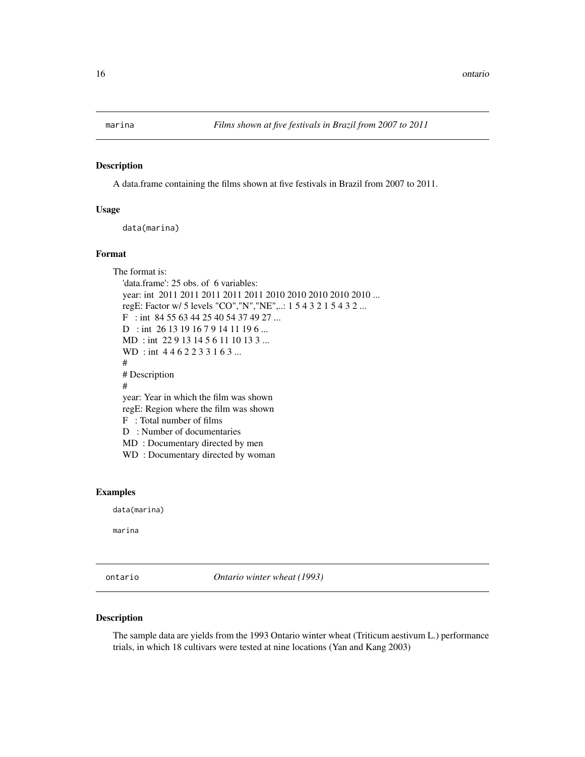## marina — *Films shown at five festivals in Brazil from 2007 to 2011*

### Description

A data.frame containing the films shown at five festivals in Brazil from 2007 to 2011.

### Usage

```
data(marina)
```

### Format

The format is:

'data.frame': 25 obs. of 6 variables:
year: int 2011 2011 2011 2011 2011 2010 2010 2010 2010 2010 ...
regE: Factor w/ 5 levels "CO","N","NE",..: 1 5 4 3 2 1 5 4 3 2 ...
F : int 84 55 63 44 25 40 54 37 49 27 ...
D : int 26 13 19 16 7 9 14 11 19 6 ...
MD : int 22 9 13 14 5 6 11 10 13 3 ...
WD : int 4 4 6 2 2 3 3 1 6 3 ...
#
# Description
#
year: Year in which the film was shown
regE: Region where the film was shown
F : Total number of films
D : Number of documentaries
MD : Documentary directed by men
WD : Documentary directed by woman

### Examples

```
data(marina)

marina
```

## ontario — *Ontario winter wheat (1993)*

### Description

The sample data are yields from the 1993 Ontario winter wheat (Triticum aestivum L.) performance trials, in which 18 cultivars were tested at nine locations (Yan and Kang 2003)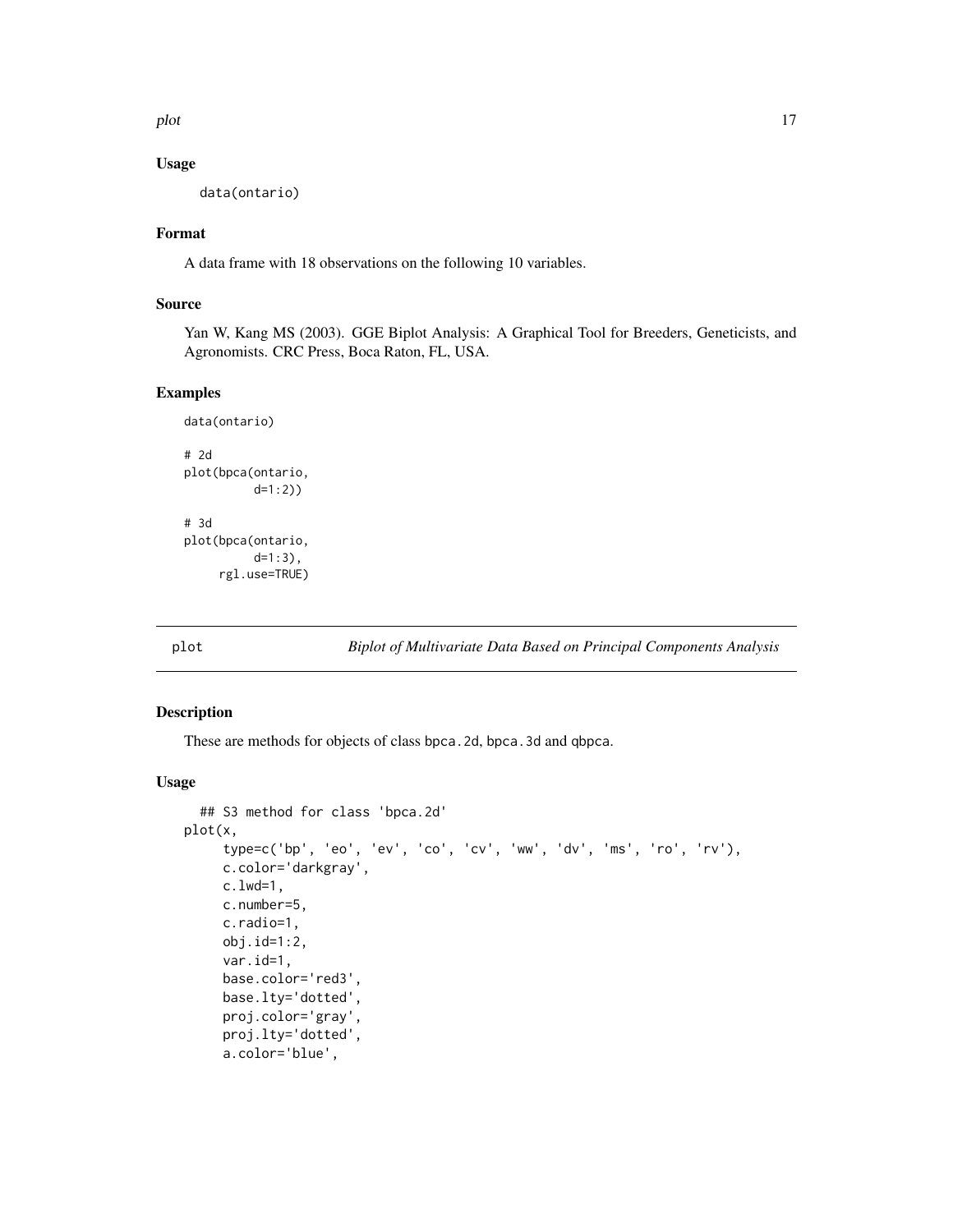### Usage

```
data(ontario)
```

### Format

A data frame with 18 observations on the following 10 variables.

### Source

Yan W, Kang MS (2003). GGE Biplot Analysis: A Graphical Tool for Breeders, Geneticists, and Agronomists. CRC Press, Boca Raton, FL, USA.

### Examples

```
data(ontario)

# 2d
plot(bpca(ontario,
          d=1:2))

# 3d
plot(bpca(ontario,
          d=1:3),
     rgl.use=TRUE)
```

---

## plot — *Biplot of Multivariate Data Based on Principal Components Analysis*

---

### Description

These are methods for objects of class bpca.2d, bpca.3d and qbpca.

### Usage

```
  ## S3 method for class 'bpca.2d'
plot(x,
     type=c('bp', 'eo', 'ev', 'co', 'cv', 'ww', 'dv', 'ms', 'ro', 'rv'),
     c.color='darkgray',
     c.lwd=1,
     c.number=5,
     c.radio=1,
     obj.id=1:2,
     var.id=1,
     base.color='red3',
     base.lty='dotted',
     proj.color='gray',
     proj.lty='dotted',
     a.color='blue',
```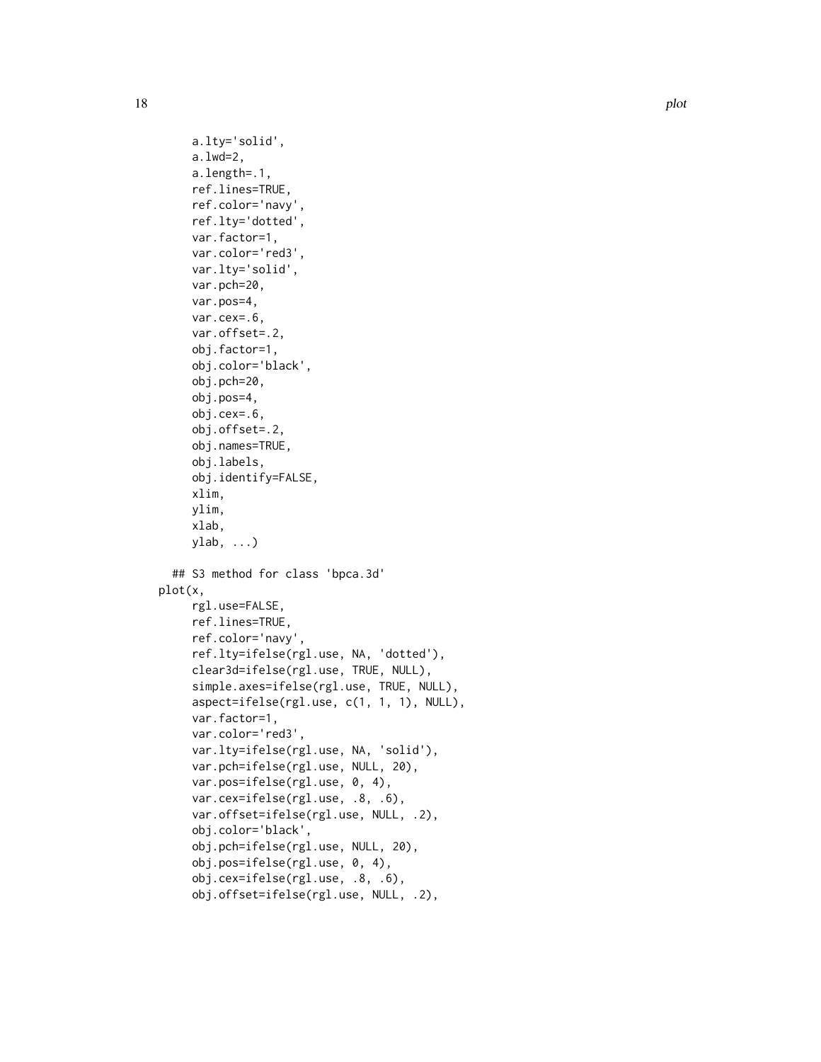```
     a.lty='solid',
     a.lwd=2,
     a.length=.1,
     ref.lines=TRUE,
     ref.color='navy',
     ref.lty='dotted',
     var.factor=1,
     var.color='red3',
     var.lty='solid',
     var.pch=20,
     var.pos=4,
     var.cex=.6,
     var.offset=.2,
     obj.factor=1,
     obj.color='black',
     obj.pch=20,
     obj.pos=4,
     obj.cex=.6,
     obj.offset=.2,
     obj.names=TRUE,
     obj.labels,
     obj.identify=FALSE,
     xlim,
     ylim,
     xlab,
     ylab, ...)

  ## S3 method for class 'bpca.3d'
plot(x,
     rgl.use=FALSE,
     ref.lines=TRUE,
     ref.color='navy',
     ref.lty=ifelse(rgl.use, NA, 'dotted'),
     clear3d=ifelse(rgl.use, TRUE, NULL),
     simple.axes=ifelse(rgl.use, TRUE, NULL),
     aspect=ifelse(rgl.use, c(1, 1, 1), NULL),
     var.factor=1,
     var.color='red3',
     var.lty=ifelse(rgl.use, NA, 'solid'),
     var.pch=ifelse(rgl.use, NULL, 20),
     var.pos=ifelse(rgl.use, 0, 4),
     var.cex=ifelse(rgl.use, .8, .6),
     var.offset=ifelse(rgl.use, NULL, .2),
     obj.color='black',
     obj.pch=ifelse(rgl.use, NULL, 20),
     obj.pos=ifelse(rgl.use, 0, 4),
     obj.cex=ifelse(rgl.use, .8, .6),
     obj.offset=ifelse(rgl.use, NULL, .2),
```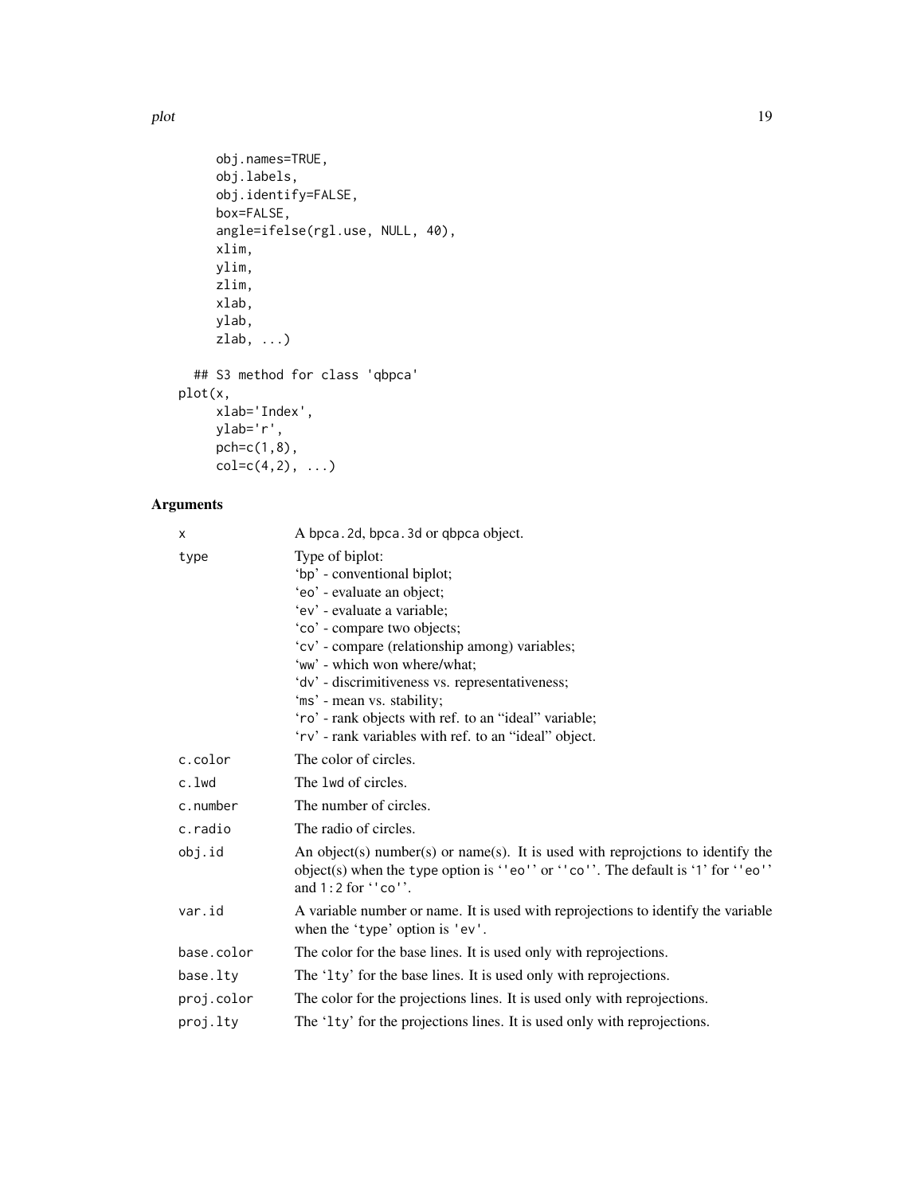```
     obj.names=TRUE,
     obj.labels,
     obj.identify=FALSE,
     box=FALSE,
     angle=ifelse(rgl.use, NULL, 40),
     xlim,
     ylim,
     zlim,
     xlab,
     ylab,
     zlab, ...)

  ## S3 method for class 'qbpca'
plot(x,
     xlab='Index',
     ylab='r',
     pch=c(1,8),
     col=c(4,2), ...)
```

## Arguments

| | |
|---|---|
| x | A bpca.2d, bpca.3d or qbpca object. |
| type | Type of biplot:<br>'bp' - conventional biplot;<br>'eo' - evaluate an object;<br>'ev' - evaluate a variable;<br>'co' - compare two objects;<br>'cv' - compare (relationship among) variables;<br>'ww' - which won where/what;<br>'dv' - discrimitiveness vs. representativeness;<br>'ms' - mean vs. stability;<br>'ro' - rank objects with ref. to an "ideal" variable;<br>'rv' - rank variables with ref. to an "ideal" object. |
| c.color | The color of circles. |
| c.lwd | The lwd of circles. |
| c.number | The number of circles. |
| c.radio | The radio of circles. |
| obj.id | An object(s) number(s) or name(s). It is used with reprojctions to identify the object(s) when the type option is ''eo'' or ''co''. The default is '1' for ''eo'' and 1:2 for ''co''. |
| var.id | A variable number or name. It is used with reprojections to identify the variable when the 'type' option is 'ev'. |
| base.color | The color for the base lines. It is used only with reprojections. |
| base.lty | The 'lty' for the base lines. It is used only with reprojections. |
| proj.color | The color for the projections lines. It is used only with reprojections. |
| proj.lty | The 'lty' for the projections lines. It is used only with reprojections. |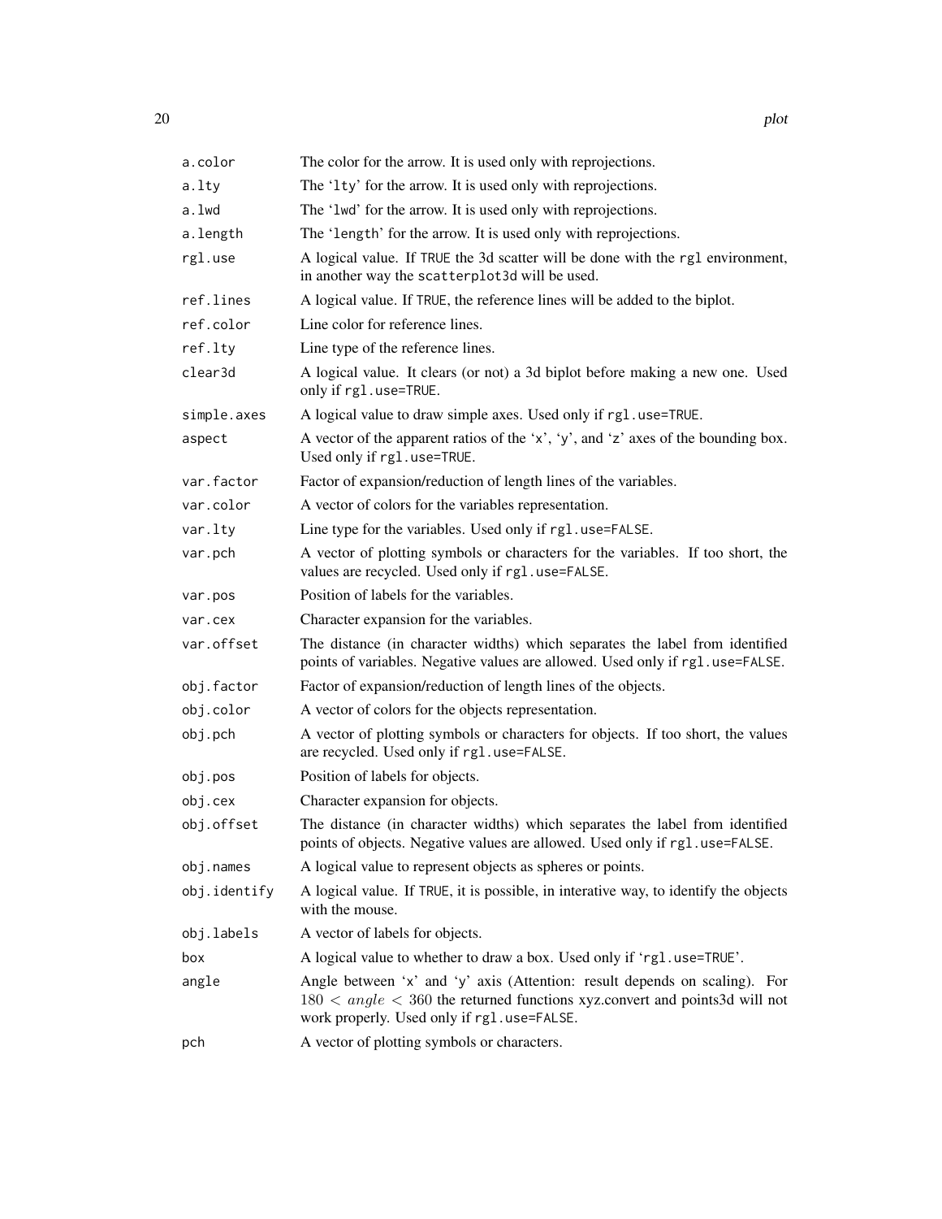| | |
|---|---|
| `a.color` | The color for the arrow. It is used only with reprojections. |
| `a.lty` | The '`lty`' for the arrow. It is used only with reprojections. |
| `a.lwd` | The '`lwd`' for the arrow. It is used only with reprojections. |
| `a.length` | The '`length`' for the arrow. It is used only with reprojections. |
| `rgl.use` | A logical value. If `TRUE` the 3d scatter will be done with the `rgl` environment, in another way the `scatterplot3d` will be used. |
| `ref.lines` | A logical value. If `TRUE`, the reference lines will be added to the biplot. |
| `ref.color` | Line color for reference lines. |
| `ref.lty` | Line type of the reference lines. |
| `clear3d` | A logical value. It clears (or not) a 3d biplot before making a new one. Used only if `rgl.use=TRUE`. |
| `simple.axes` | A logical value to draw simple axes. Used only if `rgl.use=TRUE`. |
| `aspect` | A vector of the apparent ratios of the 'x', 'y', and 'z' axes of the bounding box. Used only if `rgl.use=TRUE`. |
| `var.factor` | Factor of expansion/reduction of length lines of the variables. |
| `var.color` | A vector of colors for the variables representation. |
| `var.lty` | Line type for the variables. Used only if `rgl.use=FALSE`. |
| `var.pch` | A vector of plotting symbols or characters for the variables. If too short, the values are recycled. Used only if `rgl.use=FALSE`. |
| `var.pos` | Position of labels for the variables. |
| `var.cex` | Character expansion for the variables. |
| `var.offset` | The distance (in character widths) which separates the label from identified points of variables. Negative values are allowed. Used only if `rgl.use=FALSE`. |
| `obj.factor` | Factor of expansion/reduction of length lines of the objects. |
| `obj.color` | A vector of colors for the objects representation. |
| `obj.pch` | A vector of plotting symbols or characters for objects. If too short, the values are recycled. Used only if `rgl.use=FALSE`. |
| `obj.pos` | Position of labels for objects. |
| `obj.cex` | Character expansion for objects. |
| `obj.offset` | The distance (in character widths) which separates the label from identified points of objects. Negative values are allowed. Used only if `rgl.use=FALSE`. |
| `obj.names` | A logical value to represent objects as spheres or points. |
| `obj.identify` | A logical value. If `TRUE`, it is possible, in interative way, to identify the objects with the mouse. |
| `obj.labels` | A vector of labels for objects. |
| `box` | A logical value to whether to draw a box. Used only if '`rgl.use=TRUE`'. |
| `angle` | Angle between 'x' and 'y' axis (Attention: result depends on scaling). For $180 < angle < 360$ the returned functions xyz.convert and points3d will not work properly. Used only if `rgl.use=FALSE`. |
| `pch` | A vector of plotting symbols or characters. |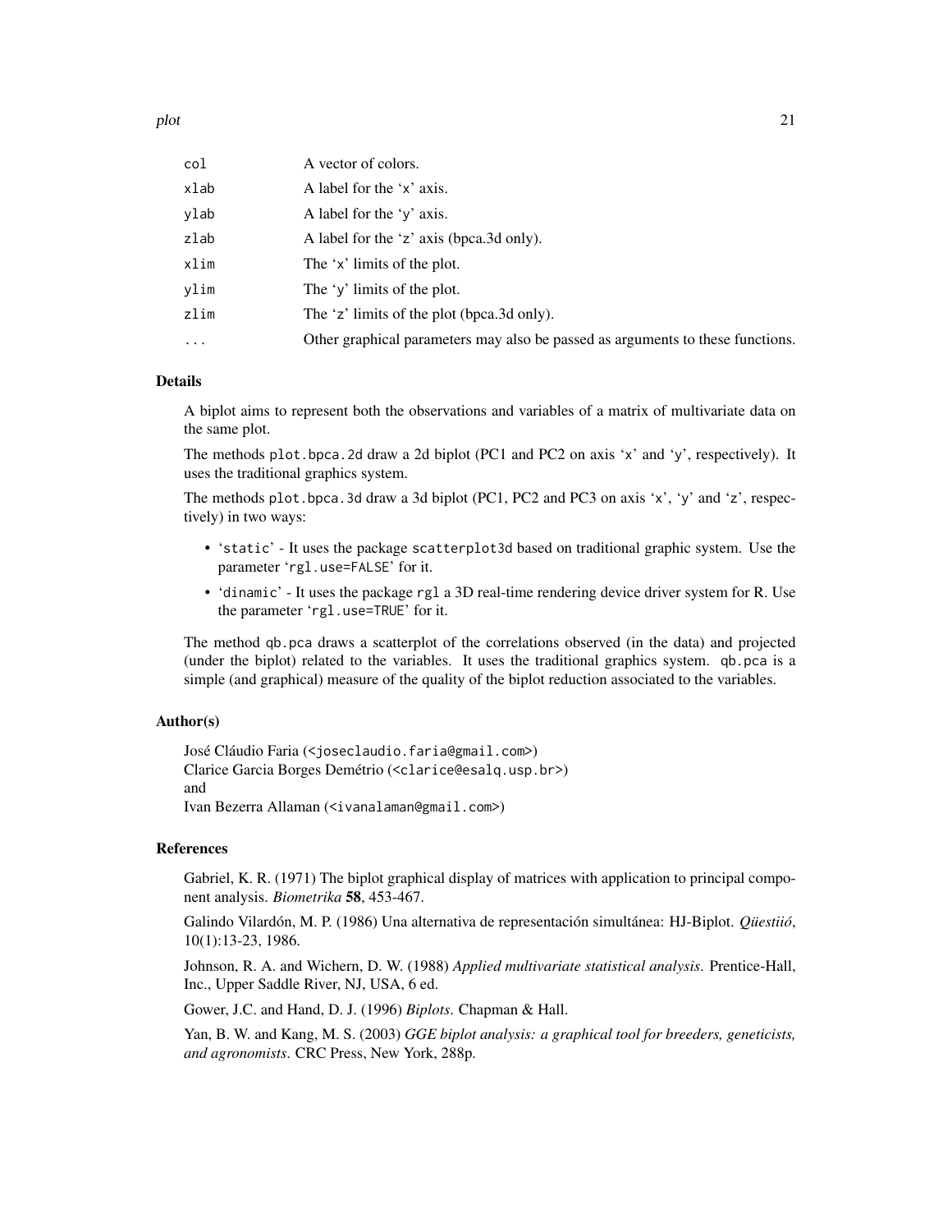| | |
|---|---|
| `col` | A vector of colors. |
| `xlab` | A label for the 'x' axis. |
| `ylab` | A label for the 'y' axis. |
| `zlab` | A label for the 'z' axis (bpca.3d only). |
| `xlim` | The 'x' limits of the plot. |
| `ylim` | The 'y' limits of the plot. |
| `zlim` | The 'z' limits of the plot (bpca.3d only). |
| `...` | Other graphical parameters may also be passed as arguments to these functions. |

## Details

A biplot aims to represent both the observations and variables of a matrix of multivariate data on the same plot.

The methods `plot.bpca.2d` draw a 2d biplot (PC1 and PC2 on axis 'x' and 'y', respectively). It uses the traditional graphics system.

The methods `plot.bpca.3d` draw a 3d biplot (PC1, PC2 and PC3 on axis 'x', 'y' and 'z', respectively) in two ways:

- '`static`' - It uses the package `scatterplot3d` based on traditional graphic system. Use the parameter '`rgl.use=FALSE`' for it.
- '`dinamic`' - It uses the package `rgl` a 3D real-time rendering device driver system for R. Use the parameter '`rgl.use=TRUE`' for it.

The method `qb.pca` draws a scatterplot of the correlations observed (in the data) and projected (under the biplot) related to the variables. It uses the traditional graphics system. `qb.pca` is a simple (and graphical) measure of the quality of the biplot reduction associated to the variables.

## Author(s)

José Cláudio Faria (<joseclaudio.faria@gmail.com>)
Clarice Garcia Borges Demétrio (<clarice@esalq.usp.br>)
and
Ivan Bezerra Allaman (<ivanalaman@gmail.com>)

## References

Gabriel, K. R. (1971) The biplot graphical display of matrices with application to principal component analysis. *Biometrika* **58**, 453-467.

Galindo Vilardón, M. P. (1986) Una alternativa de representación simultánea: HJ-Biplot. *Qüestiió*, 10(1):13-23, 1986.

Johnson, R. A. and Wichern, D. W. (1988) *Applied multivariate statistical analysis*. Prentice-Hall, Inc., Upper Saddle River, NJ, USA, 6 ed.

Gower, J.C. and Hand, D. J. (1996) *Biplots*. Chapman & Hall.

Yan, B. W. and Kang, M. S. (2003) *GGE biplot analysis: a graphical tool for breeders, geneticists, and agronomists*. CRC Press, New York, 288p.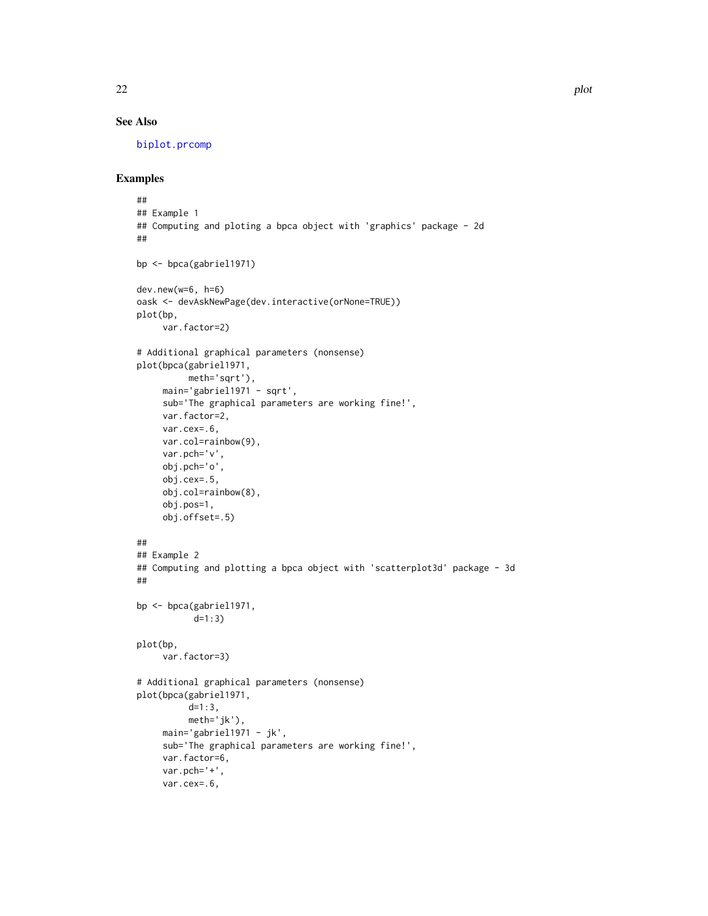## See Also

biplot.prcomp

## Examples

```
##
## Example 1
## Computing and ploting a bpca object with 'graphics' package - 2d
##

bp <- bpca(gabriel1971)

dev.new(w=6, h=6)
oask <- devAskNewPage(dev.interactive(orNone=TRUE))
plot(bp,
     var.factor=2)

# Additional graphical parameters (nonsense)
plot(bpca(gabriel1971,
          meth='sqrt'),
     main='gabriel1971 - sqrt',
     sub='The graphical parameters are working fine!',
     var.factor=2,
     var.cex=.6,
     var.col=rainbow(9),
     var.pch='v',
     obj.pch='o',
     obj.cex=.5,
     obj.col=rainbow(8),
     obj.pos=1,
     obj.offset=.5)

##
## Example 2
## Computing and plotting a bpca object with 'scatterplot3d' package - 3d
##

bp <- bpca(gabriel1971,
           d=1:3)

plot(bp,
     var.factor=3)

# Additional graphical parameters (nonsense)
plot(bpca(gabriel1971,
          d=1:3,
          meth='jk'),
     main='gabriel1971 - jk',
     sub='The graphical parameters are working fine!',
     var.factor=6,
     var.pch='+',
     var.cex=.6,
```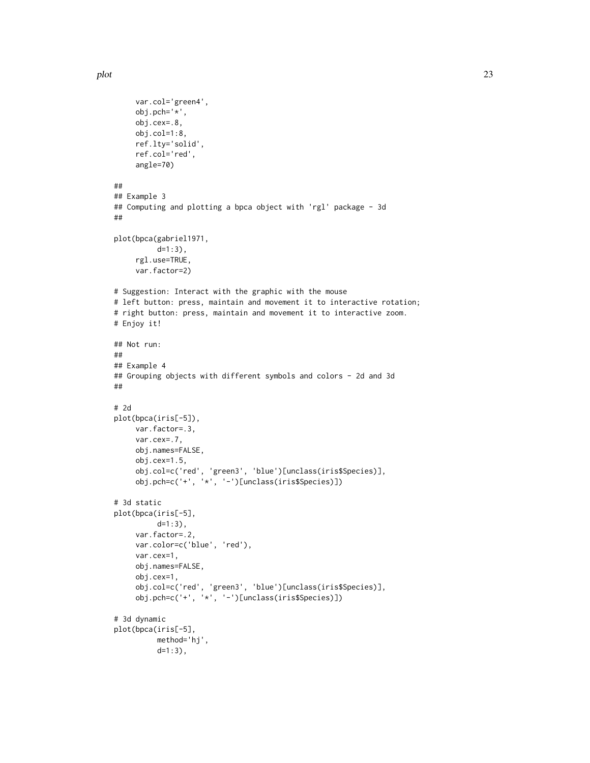```
     var.col='green4',
     obj.pch='*',
     obj.cex=.8,
     obj.col=1:8,
     ref.lty='solid',
     ref.col='red',
     angle=70)

##
## Example 3
## Computing and plotting a bpca object with 'rgl' package - 3d
##

plot(bpca(gabriel1971,
          d=1:3),
     rgl.use=TRUE,
     var.factor=2)

# Suggestion: Interact with the graphic with the mouse
# left button: press, maintain and movement it to interactive rotation;
# right button: press, maintain and movement it to interactive zoom.
# Enjoy it!

## Not run:
##
## Example 4
## Grouping objects with different symbols and colors - 2d and 3d
##

# 2d
plot(bpca(iris[-5]),
     var.factor=.3,
     var.cex=.7,
     obj.names=FALSE,
     obj.cex=1.5,
     obj.col=c('red', 'green3', 'blue')[unclass(iris$Species)],
     obj.pch=c('+', '*', '-')[unclass(iris$Species)])

# 3d static
plot(bpca(iris[-5],
          d=1:3),
     var.factor=.2,
     var.color=c('blue', 'red'),
     var.cex=1,
     obj.names=FALSE,
     obj.cex=1,
     obj.col=c('red', 'green3', 'blue')[unclass(iris$Species)],
     obj.pch=c('+', '*', '-')[unclass(iris$Species)])

# 3d dynamic
plot(bpca(iris[-5],
          method='hj',
          d=1:3),
```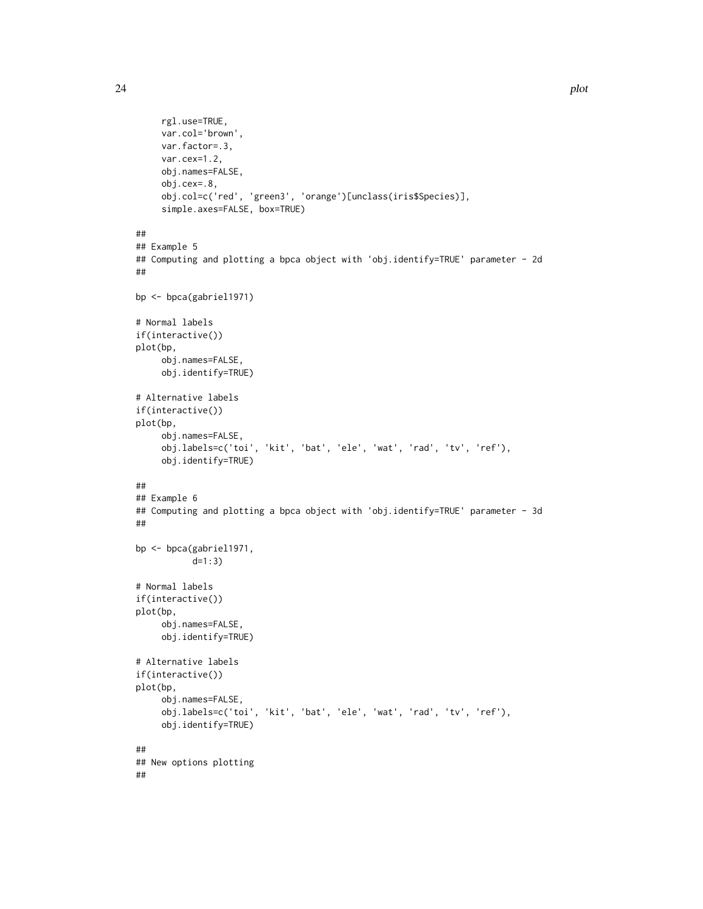```
     rgl.use=TRUE,
     var.col='brown',
     var.factor=.3,
     var.cex=1.2,
     obj.names=FALSE,
     obj.cex=.8,
     obj.col=c('red', 'green3', 'orange')[unclass(iris$Species)],
     simple.axes=FALSE, box=TRUE)

##
## Example 5
## Computing and plotting a bpca object with 'obj.identify=TRUE' parameter - 2d
##

bp <- bpca(gabriel1971)

# Normal labels
if(interactive())
plot(bp,
     obj.names=FALSE,
     obj.identify=TRUE)

# Alternative labels
if(interactive())
plot(bp,
     obj.names=FALSE,
     obj.labels=c('toi', 'kit', 'bat', 'ele', 'wat', 'rad', 'tv', 'ref'),
     obj.identify=TRUE)

##
## Example 6
## Computing and plotting a bpca object with 'obj.identify=TRUE' parameter - 3d
##

bp <- bpca(gabriel1971,
           d=1:3)

# Normal labels
if(interactive())
plot(bp,
     obj.names=FALSE,
     obj.identify=TRUE)

# Alternative labels
if(interactive())
plot(bp,
     obj.names=FALSE,
     obj.labels=c('toi', 'kit', 'bat', 'ele', 'wat', 'rad', 'tv', 'ref'),
     obj.identify=TRUE)

##
## New options plotting
##
```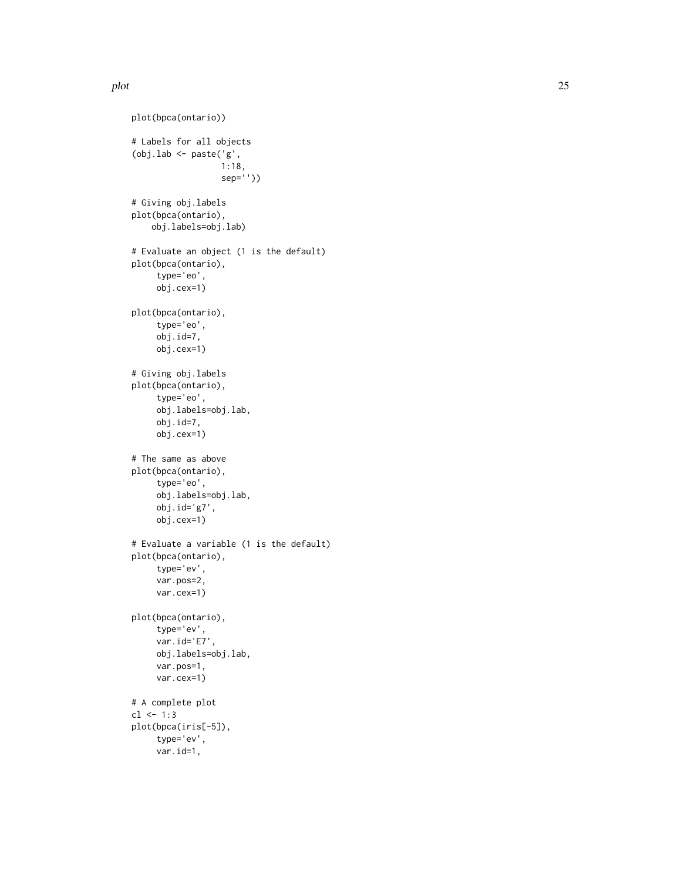```
plot(bpca(ontario))

# Labels for all objects
(obj.lab <- paste('g',
                  1:18,
                  sep=''))

# Giving obj.labels
plot(bpca(ontario),
    obj.labels=obj.lab)

# Evaluate an object (1 is the default)
plot(bpca(ontario),
     type='eo',
     obj.cex=1)

plot(bpca(ontario),
     type='eo',
     obj.id=7,
     obj.cex=1)

# Giving obj.labels
plot(bpca(ontario),
     type='eo',
     obj.labels=obj.lab,
     obj.id=7,
     obj.cex=1)

# The same as above
plot(bpca(ontario),
     type='eo',
     obj.labels=obj.lab,
     obj.id='g7',
     obj.cex=1)

# Evaluate a variable (1 is the default)
plot(bpca(ontario),
     type='ev',
     var.pos=2,
     var.cex=1)

plot(bpca(ontario),
     type='ev',
     var.id='E7',
     obj.labels=obj.lab,
     var.pos=1,
     var.cex=1)

# A complete plot
cl <- 1:3
plot(bpca(iris[-5]),
     type='ev',
     var.id=1,
```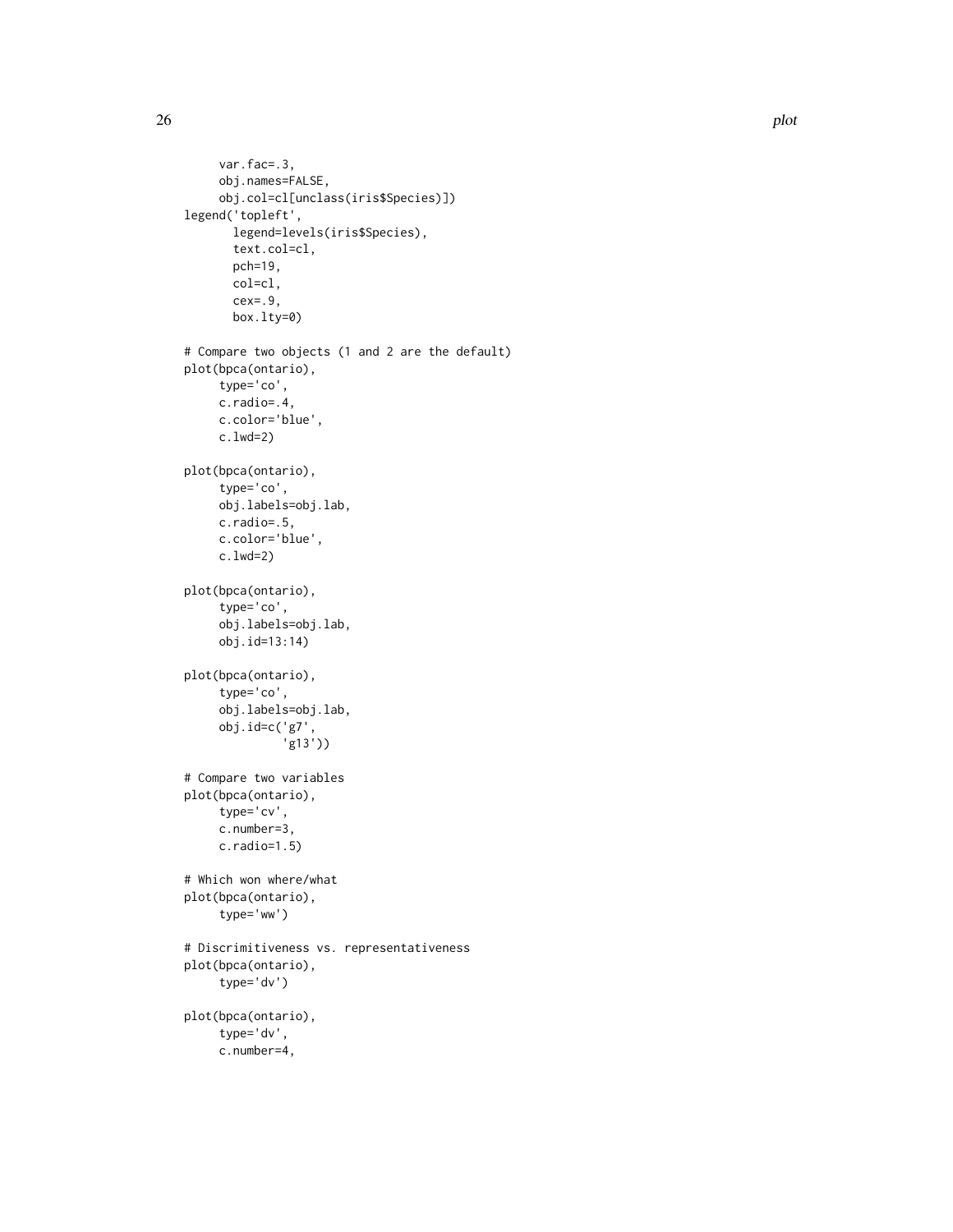```
     var.fac=.3,
     obj.names=FALSE,
     obj.col=cl[unclass(iris$Species)])
legend('topleft',
       legend=levels(iris$Species),
       text.col=cl,
       pch=19,
       col=cl,
       cex=.9,
       box.lty=0)

# Compare two objects (1 and 2 are the default)
plot(bpca(ontario),
     type='co',
     c.radio=.4,
     c.color='blue',
     c.lwd=2)

plot(bpca(ontario),
     type='co',
     obj.labels=obj.lab,
     c.radio=.5,
     c.color='blue',
     c.lwd=2)

plot(bpca(ontario),
     type='co',
     obj.labels=obj.lab,
     obj.id=13:14)

plot(bpca(ontario),
     type='co',
     obj.labels=obj.lab,
     obj.id=c('g7',
              'g13'))

# Compare two variables
plot(bpca(ontario),
     type='cv',
     c.number=3,
     c.radio=1.5)

# Which won where/what
plot(bpca(ontario),
     type='ww')

# Discrimitiveness vs. representativeness
plot(bpca(ontario),
     type='dv')

plot(bpca(ontario),
     type='dv',
     c.number=4,
```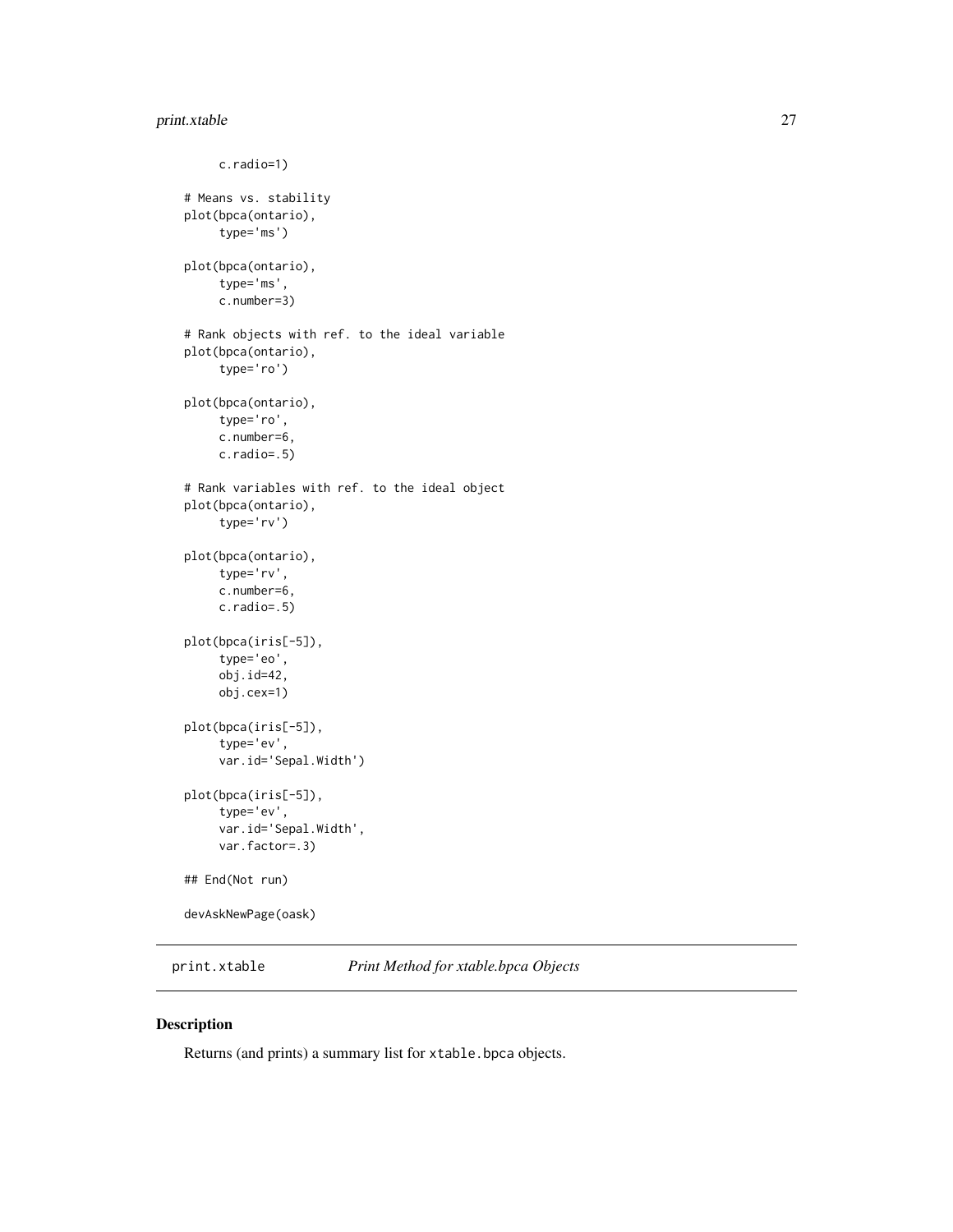```
     c.radio=1)

# Means vs. stability
plot(bpca(ontario),
     type='ms')

plot(bpca(ontario),
     type='ms',
     c.number=3)

# Rank objects with ref. to the ideal variable
plot(bpca(ontario),
     type='ro')

plot(bpca(ontario),
     type='ro',
     c.number=6,
     c.radio=.5)

# Rank variables with ref. to the ideal object
plot(bpca(ontario),
     type='rv')

plot(bpca(ontario),
     type='rv',
     c.number=6,
     c.radio=.5)

plot(bpca(iris[-5]),
     type='eo',
     obj.id=42,
     obj.cex=1)

plot(bpca(iris[-5]),
     type='ev',
     var.id='Sepal.Width')

plot(bpca(iris[-5]),
     type='ev',
     var.id='Sepal.Width',
     var.factor=.3)

## End(Not run)

devAskNewPage(oask)
```

## print.xtable — *Print Method for xtable.bpca Objects*

### Description

Returns (and prints) a summary list for `xtable.bpca` objects.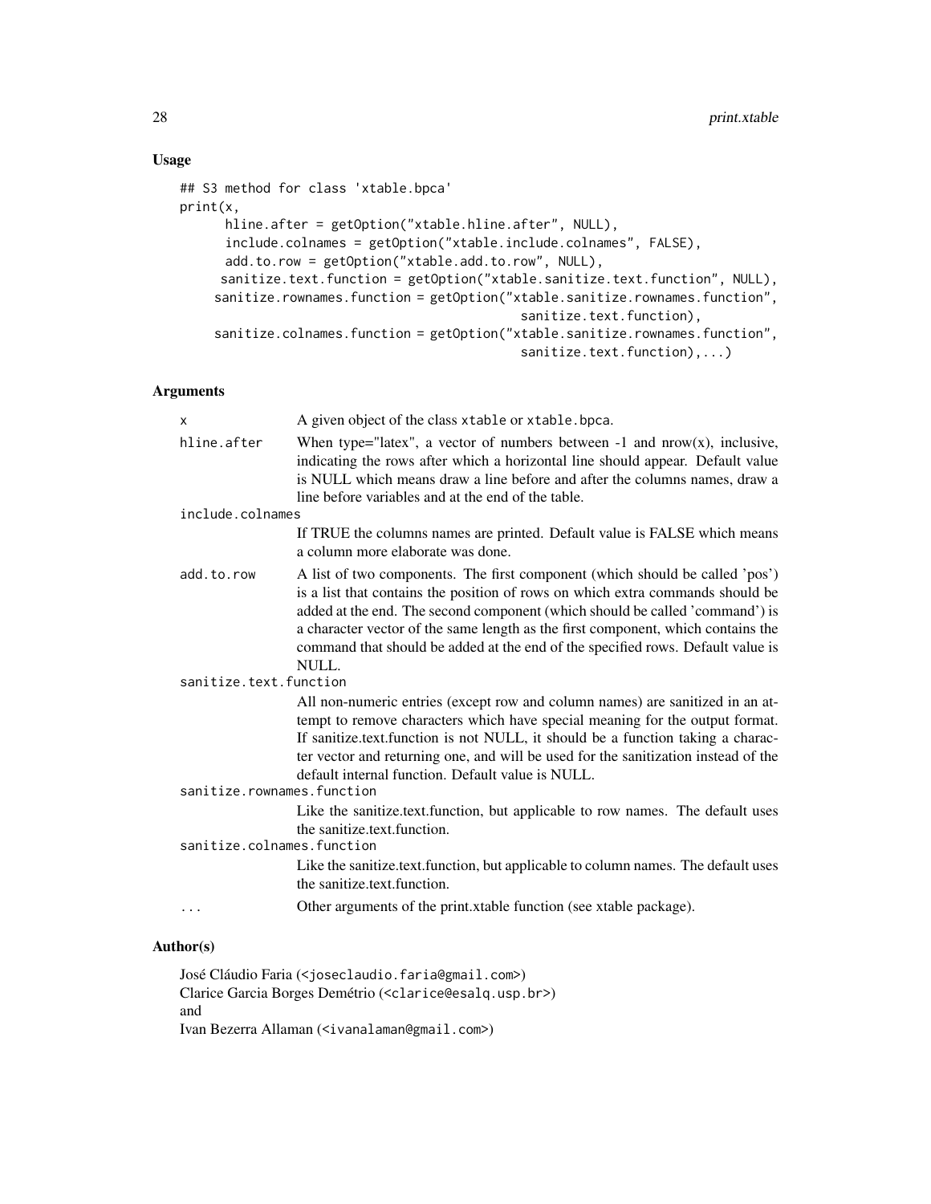## Usage

```
## S3 method for class 'xtable.bpca'
print(x,
      hline.after = getOption("xtable.hline.after", NULL),
      include.colnames = getOption("xtable.include.colnames", FALSE),
      add.to.row = getOption("xtable.add.to.row", NULL),
     sanitize.text.function = getOption("xtable.sanitize.text.function", NULL),
    sanitize.rownames.function = getOption("xtable.sanitize.rownames.function",
                                           sanitize.text.function),
    sanitize.colnames.function = getOption("xtable.sanitize.rownames.function",
                                           sanitize.text.function),...)
```

## Arguments

x
: A given object of the class `xtable` or `xtable.bpca`.

hline.after
: When type="latex", a vector of numbers between -1 and nrow(x), inclusive, indicating the rows after which a horizontal line should appear. Default value is NULL which means draw a line before and after the columns names, draw a line before variables and at the end of the table.

include.colnames
: If TRUE the columns names are printed. Default value is FALSE which means a column more elaborate was done.

add.to.row
: A list of two components. The first component (which should be called 'pos') is a list that contains the position of rows on which extra commands should be added at the end. The second component (which should be called 'command') is a character vector of the same length as the first component, which contains the command that should be added at the end of the specified rows. Default value is NULL.

sanitize.text.function
: All non-numeric entries (except row and column names) are sanitized in an attempt to remove characters which have special meaning for the output format. If sanitize.text.function is not NULL, it should be a function taking a character vector and returning one, and will be used for the sanitization instead of the default internal function. Default value is NULL.

sanitize.rownames.function
: Like the sanitize.text.function, but applicable to row names. The default uses the sanitize.text.function.

sanitize.colnames.function
: Like the sanitize.text.function, but applicable to column names. The default uses the sanitize.text.function.

...
: Other arguments of the print.xtable function (see xtable package).

## Author(s)

José Cláudio Faria (<joseclaudio.faria@gmail.com>)
Clarice Garcia Borges Demétrio (<clarice@esalq.usp.br>)
and
Ivan Bezerra Allaman (<ivanalaman@gmail.com>)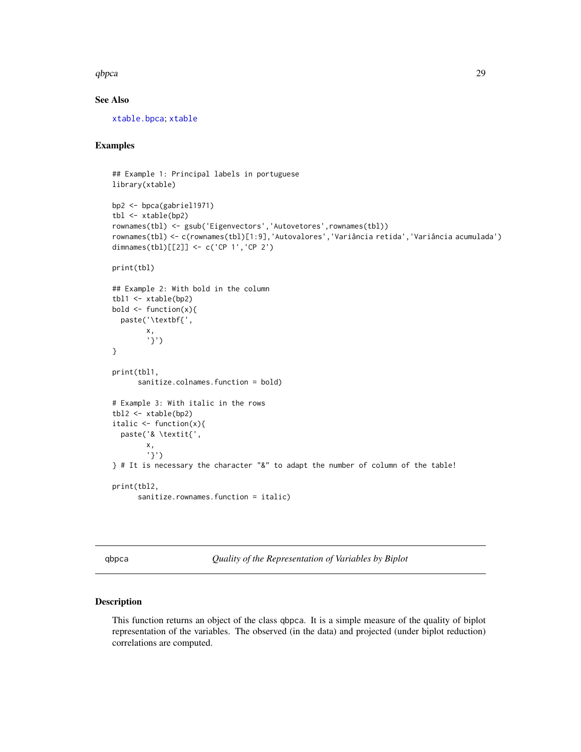## See Also

xtable.bpca; xtable

## Examples

```
## Example 1: Principal labels in portuguese
library(xtable)

bp2 <- bpca(gabriel1971)
tbl <- xtable(bp2)
rownames(tbl) <- gsub('Eigenvectors','Autovetores',rownames(tbl))
rownames(tbl) <- c(rownames(tbl)[1:9],'Autovalores','Variância retida','Variância acumulada')
dimnames(tbl)[[2]] <- c('CP 1','CP 2')

print(tbl)

## Example 2: With bold in the column
tbl1 <- xtable(bp2)
bold <- function(x){
  paste('\textbf{',
        x,
        '}')
}

print(tbl1,
      sanitize.colnames.function = bold)

# Example 3: With italic in the rows
tbl2 <- xtable(bp2)
italic <- function(x){
  paste('& \textit{',
        x,
        '}')
} # It is necessary the character "&" to adapt the number of column of the table!

print(tbl2,
      sanitize.rownames.function = italic)
```

---

qbpca *Quality of the Representation of Variables by Biplot*

---

## Description

This function returns an object of the class qbpca. It is a simple measure of the quality of biplot representation of the variables. The observed (in the data) and projected (under biplot reduction) correlations are computed.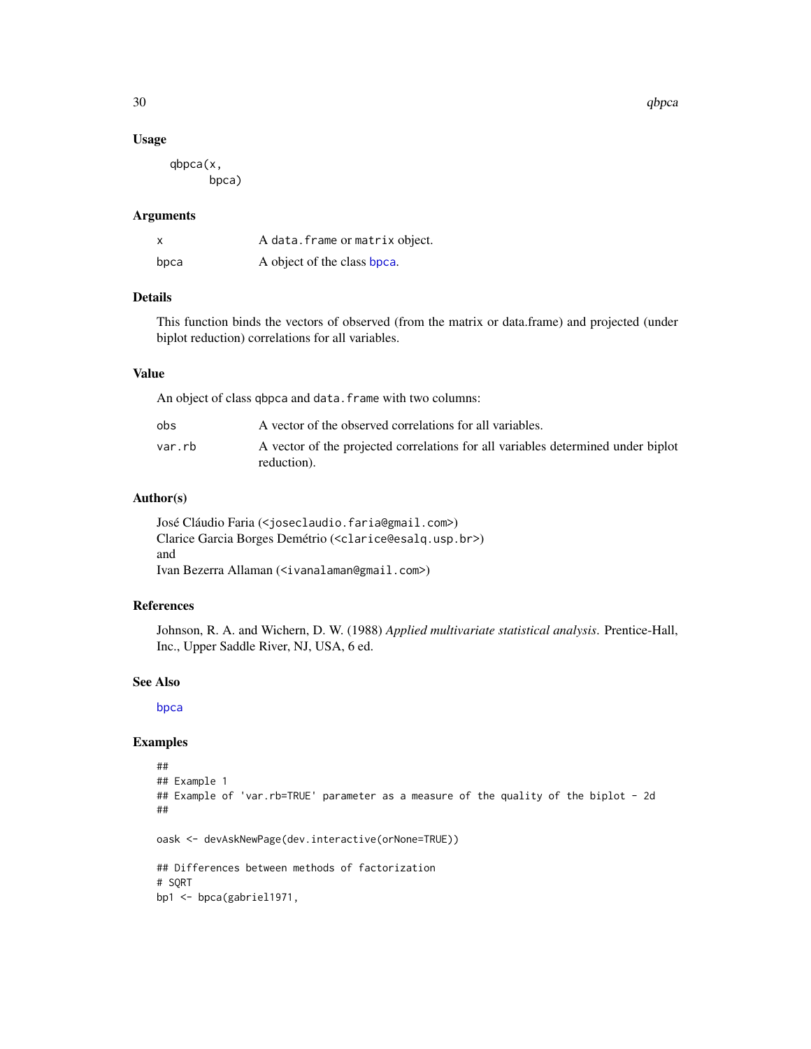### Usage

```
qbpca(x,
      bpca)
```

### Arguments

| | |
|---|---|
| x | A data.frame or matrix object. |
| bpca | A object of the class bpca. |

### Details

This function binds the vectors of observed (from the matrix or data.frame) and projected (under biplot reduction) correlations for all variables.

### Value

An object of class qbpca and data.frame with two columns:

| | |
|---|---|
| obs | A vector of the observed correlations for all variables. |
| var.rb | A vector of the projected correlations for all variables determined under biplot reduction). |

### Author(s)

José Cláudio Faria (<joseclaudio.faria@gmail.com>)
Clarice Garcia Borges Demétrio (<clarice@esalq.usp.br>)
and
Ivan Bezerra Allaman (<ivanalaman@gmail.com>)

### References

Johnson, R. A. and Wichern, D. W. (1988) *Applied multivariate statistical analysis*. Prentice-Hall, Inc., Upper Saddle River, NJ, USA, 6 ed.

### See Also

bpca

### Examples

```
##
## Example 1
## Example of 'var.rb=TRUE' parameter as a measure of the quality of the biplot - 2d
##

oask <- devAskNewPage(dev.interactive(orNone=TRUE))

## Differences between methods of factorization
# SQRT
bp1 <- bpca(gabriel1971,
```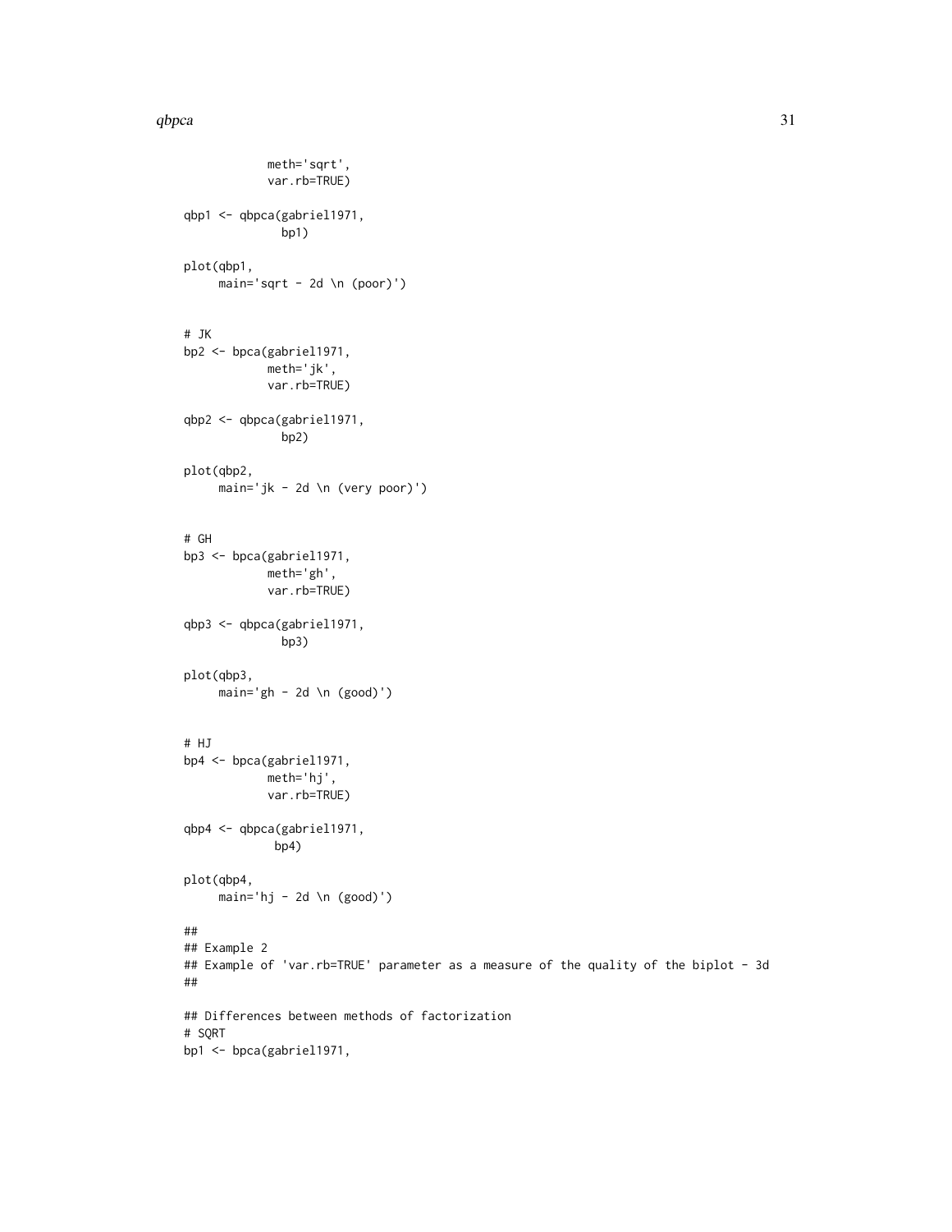```
            meth='sqrt',
            var.rb=TRUE)

qbp1 <- qbpca(gabriel1971,
              bp1)

plot(qbp1,
     main='sqrt - 2d \n (poor)')


# JK
bp2 <- bpca(gabriel1971,
            meth='jk',
            var.rb=TRUE)

qbp2 <- qbpca(gabriel1971,
              bp2)

plot(qbp2,
     main='jk - 2d \n (very poor)')


# GH
bp3 <- bpca(gabriel1971,
            meth='gh',
            var.rb=TRUE)

qbp3 <- qbpca(gabriel1971,
              bp3)

plot(qbp3,
     main='gh - 2d \n (good)')


# HJ
bp4 <- bpca(gabriel1971,
            meth='hj',
            var.rb=TRUE)

qbp4 <- qbpca(gabriel1971,
             bp4)

plot(qbp4,
     main='hj - 2d \n (good)')

##
## Example 2
## Example of 'var.rb=TRUE' parameter as a measure of the quality of the biplot - 3d
##

## Differences between methods of factorization
# SQRT
bp1 <- bpca(gabriel1971,
```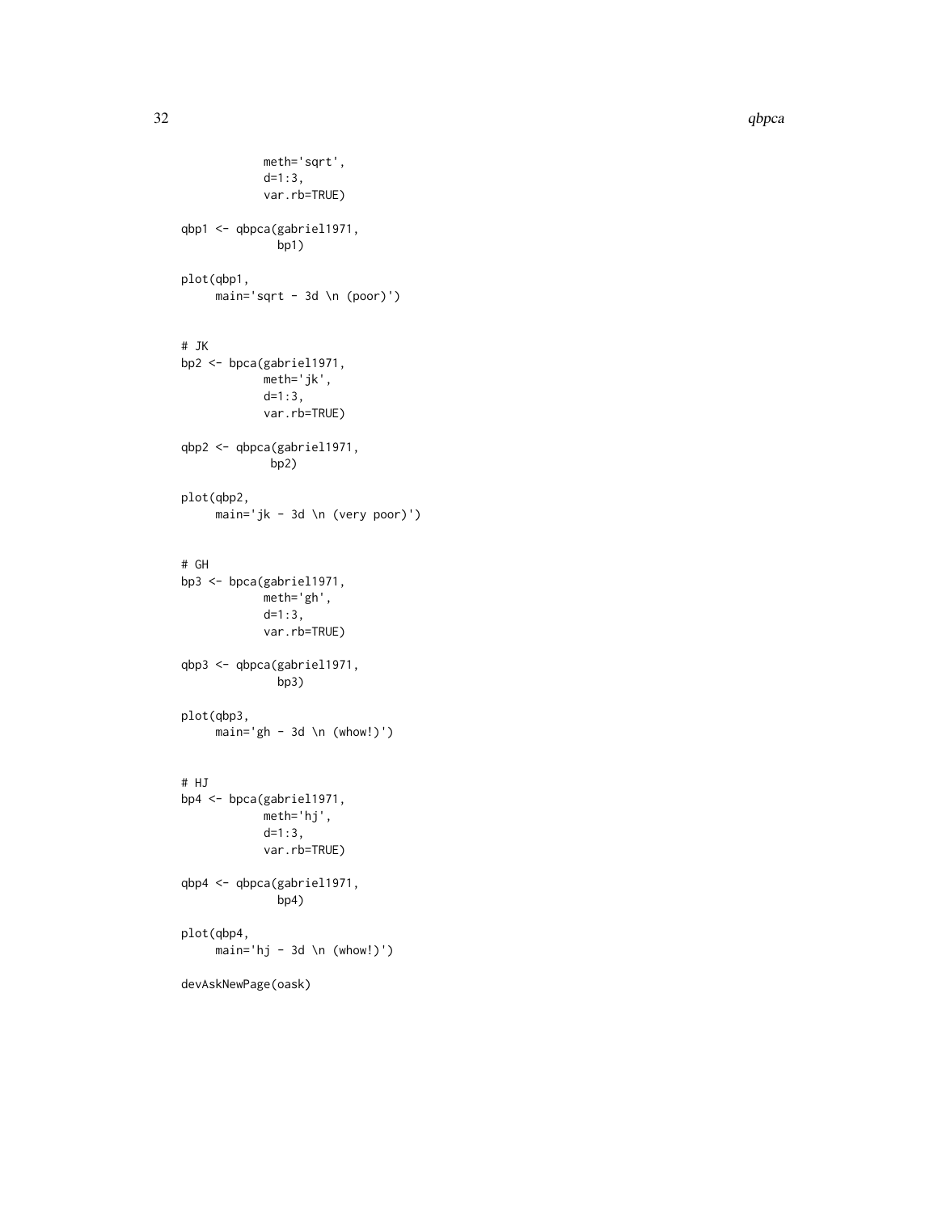```
            meth='sqrt',
            d=1:3,
            var.rb=TRUE)

qbp1 <- qbpca(gabriel1971,
              bp1)

plot(qbp1,
     main='sqrt - 3d \n (poor)')


# JK
bp2 <- bpca(gabriel1971,
            meth='jk',
            d=1:3,
            var.rb=TRUE)

qbp2 <- qbpca(gabriel1971,
             bp2)

plot(qbp2,
     main='jk - 3d \n (very poor)')


# GH
bp3 <- bpca(gabriel1971,
            meth='gh',
            d=1:3,
            var.rb=TRUE)

qbp3 <- qbpca(gabriel1971,
              bp3)

plot(qbp3,
     main='gh - 3d \n (whow!)')


# HJ
bp4 <- bpca(gabriel1971,
            meth='hj',
            d=1:3,
            var.rb=TRUE)

qbp4 <- qbpca(gabriel1971,
              bp4)

plot(qbp4,
     main='hj - 3d \n (whow!)')

devAskNewPage(oask)
```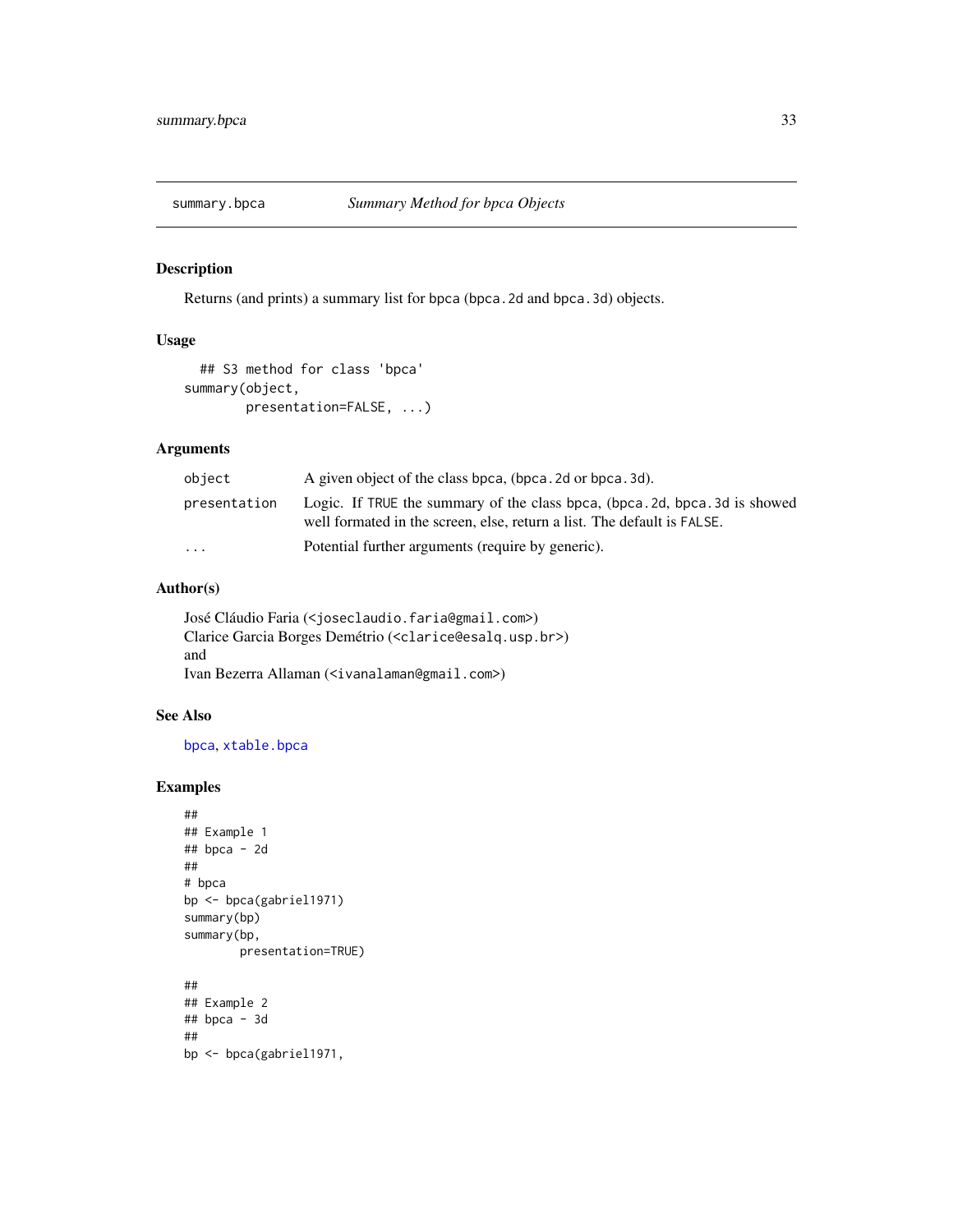summary.bpca *Summary Method for bpca Objects*

## Description

Returns (and prints) a summary list for bpca (bpca.2d and bpca.3d) objects.

## Usage

```
  ## S3 method for class 'bpca'
summary(object,
        presentation=FALSE, ...)
```

## Arguments

| | |
|---|---|
| object | A given object of the class bpca, (bpca.2d or bpca.3d). |
| presentation | Logic. If TRUE the summary of the class bpca, (bpca.2d, bpca.3d is showed well formated in the screen, else, return a list. The default is FALSE. |
| ... | Potential further arguments (require by generic). |

## Author(s)

José Cláudio Faria (<joseclaudio.faria@gmail.com>)
Clarice Garcia Borges Demétrio (<clarice@esalq.usp.br>)
and
Ivan Bezerra Allaman (<ivanalaman@gmail.com>)

## See Also

bpca, xtable.bpca

## Examples

```
##
## Example 1
## bpca - 2d
##
# bpca
bp <- bpca(gabriel1971)
summary(bp)
summary(bp,
        presentation=TRUE)

##
## Example 2
## bpca - 3d
##
bp <- bpca(gabriel1971,
```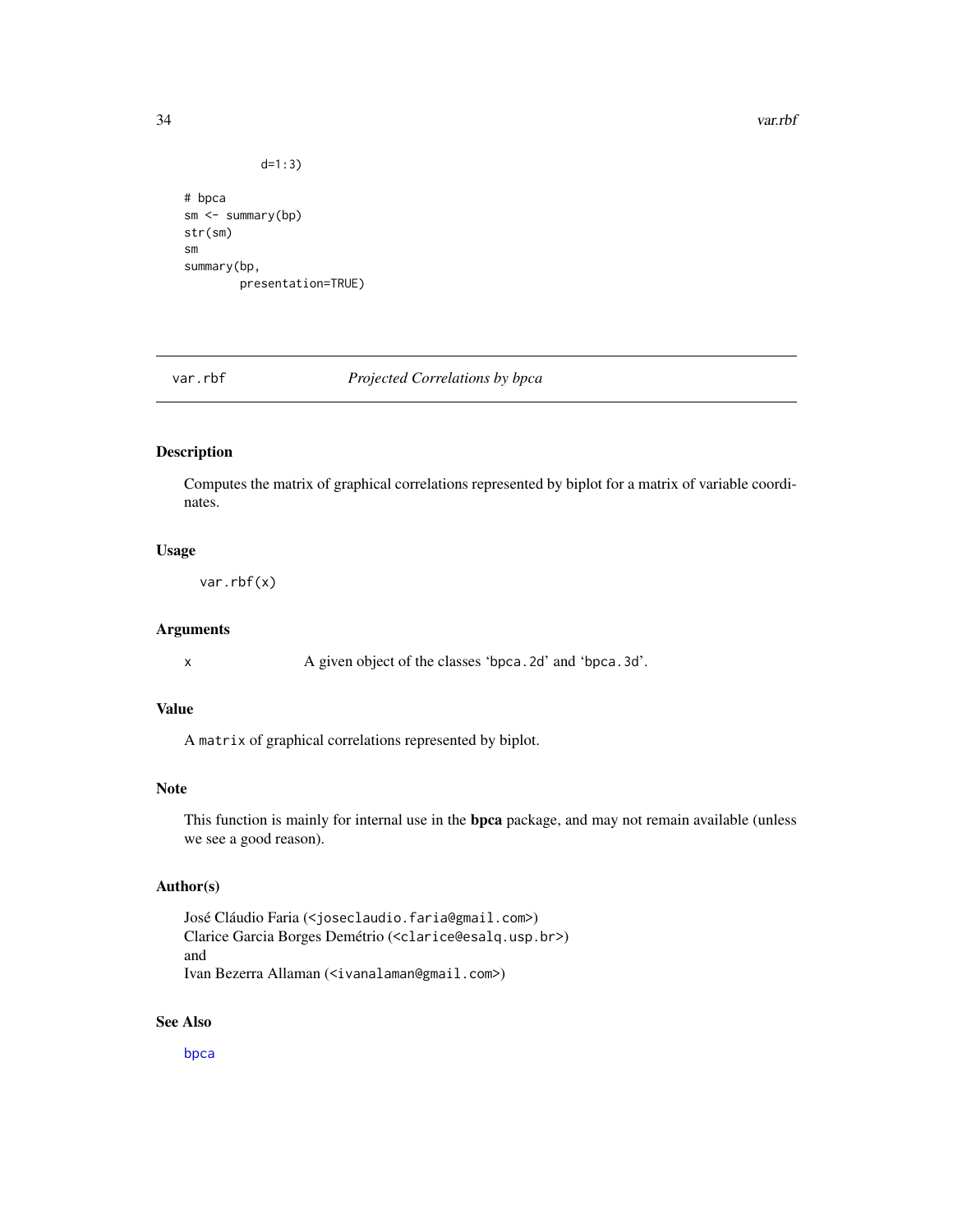```
           d=1:3)

# bpca
sm <- summary(bp)
str(sm)
sm
summary(bp,
        presentation=TRUE)
```

---

## var.rbf — *Projected Correlations by bpca*

### Description

Computes the matrix of graphical correlations represented by biplot for a matrix of variable coordinates.

### Usage

```
var.rbf(x)
```

### Arguments

| | |
|---|---|
| x | A given object of the classes 'bpca.2d' and 'bpca.3d'. |

### Value

A `matrix` of graphical correlations represented by biplot.

### Note

This function is mainly for internal use in the **bpca** package, and may not remain available (unless we see a good reason).

### Author(s)

José Cláudio Faria (<joseclaudio.faria@gmail.com>)
Clarice Garcia Borges Demétrio (<clarice@esalq.usp.br>)
and
Ivan Bezerra Allaman (<ivanalaman@gmail.com>)

### See Also

bpca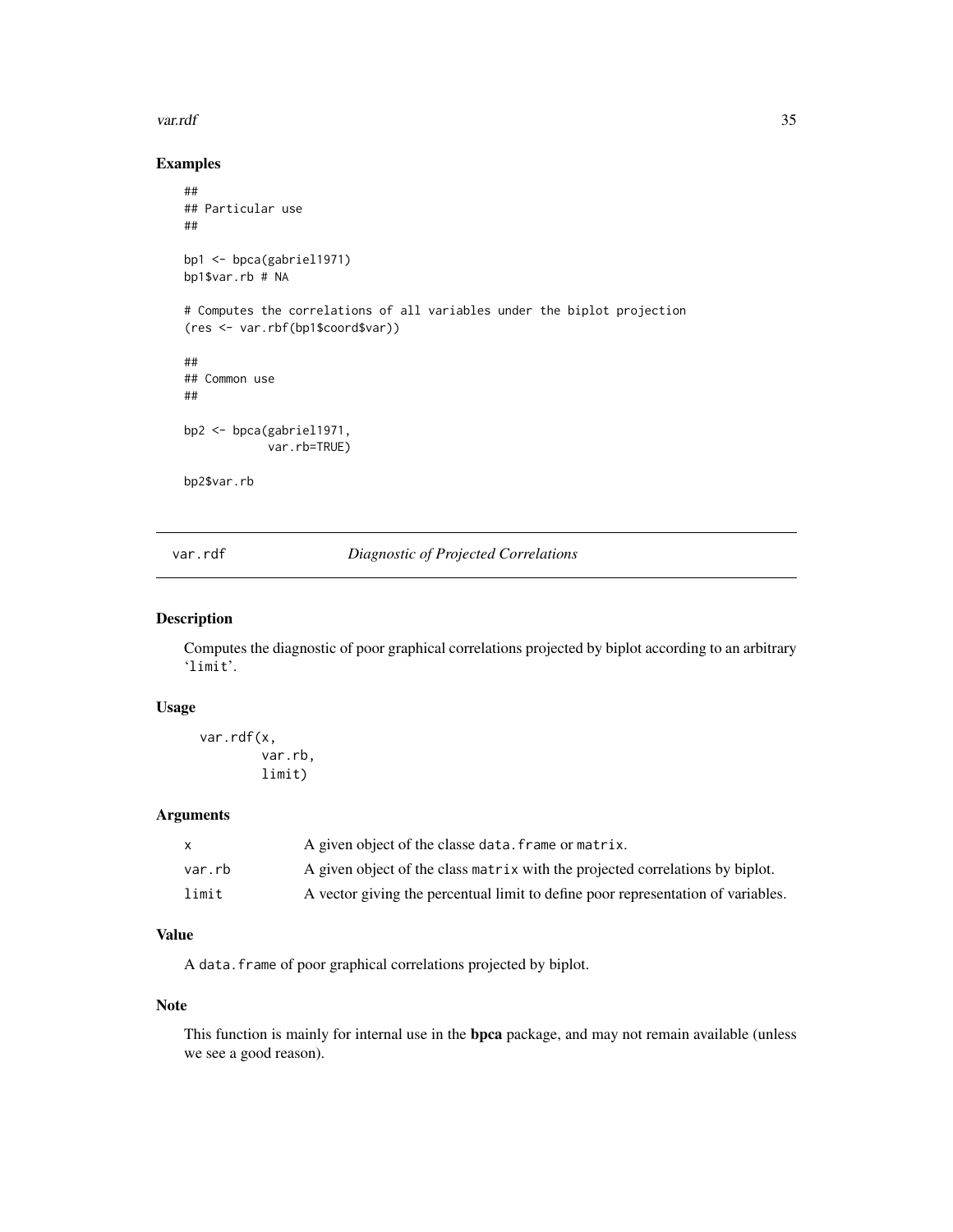## Examples

```
##
## Particular use
##

bp1 <- bpca(gabriel1971)
bp1$var.rb # NA

# Computes the correlations of all variables under the biplot projection
(res <- var.rbf(bp1$coord$var))

##
## Common use
##

bp2 <- bpca(gabriel1971,
            var.rb=TRUE)

bp2$var.rb
```

---

`var.rdf` *Diagnostic of Projected Correlations*

---

## Description

Computes the diagnostic of poor graphical correlations projected by biplot according to an arbitrary 'limit'.

## Usage

```
var.rdf(x,
        var.rb,
        limit)
```

## Arguments

| | |
|---|---|
| x | A given object of the classe `data.frame` or `matrix`. |
| var.rb | A given object of the class `matrix` with the projected correlations by biplot. |
| limit | A vector giving the percentual limit to define poor representation of variables. |

## Value

A `data.frame` of poor graphical correlations projected by biplot.

## Note

This function is mainly for internal use in the **bpca** package, and may not remain available (unless we see a good reason).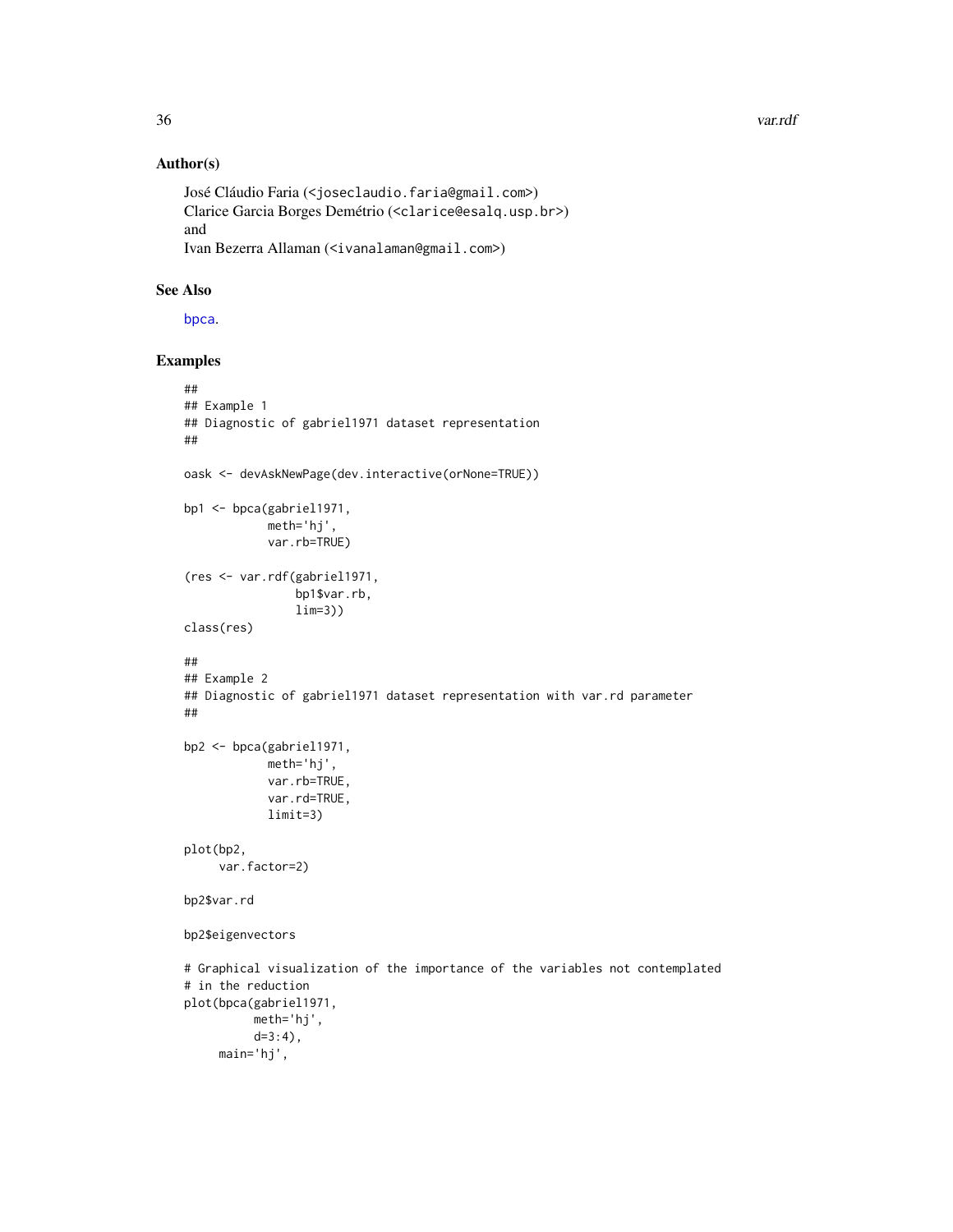## Author(s)

José Cláudio Faria (<joseclaudio.faria@gmail.com>)
Clarice Garcia Borges Demétrio (<clarice@esalq.usp.br>)
and
Ivan Bezerra Allaman (<ivanalaman@gmail.com>)

## See Also

bpca.

## Examples

```
##
## Example 1
## Diagnostic of gabriel1971 dataset representation
##

oask <- devAskNewPage(dev.interactive(orNone=TRUE))

bp1 <- bpca(gabriel1971,
            meth='hj',
            var.rb=TRUE)

(res <- var.rdf(gabriel1971,
                bp1$var.rb,
                lim=3))
class(res)

##
## Example 2
## Diagnostic of gabriel1971 dataset representation with var.rd parameter
##

bp2 <- bpca(gabriel1971,
            meth='hj',
            var.rb=TRUE,
            var.rd=TRUE,
            limit=3)

plot(bp2,
     var.factor=2)

bp2$var.rd

bp2$eigenvectors

# Graphical visualization of the importance of the variables not contemplated
# in the reduction
plot(bpca(gabriel1971,
          meth='hj',
          d=3:4),
     main='hj',
```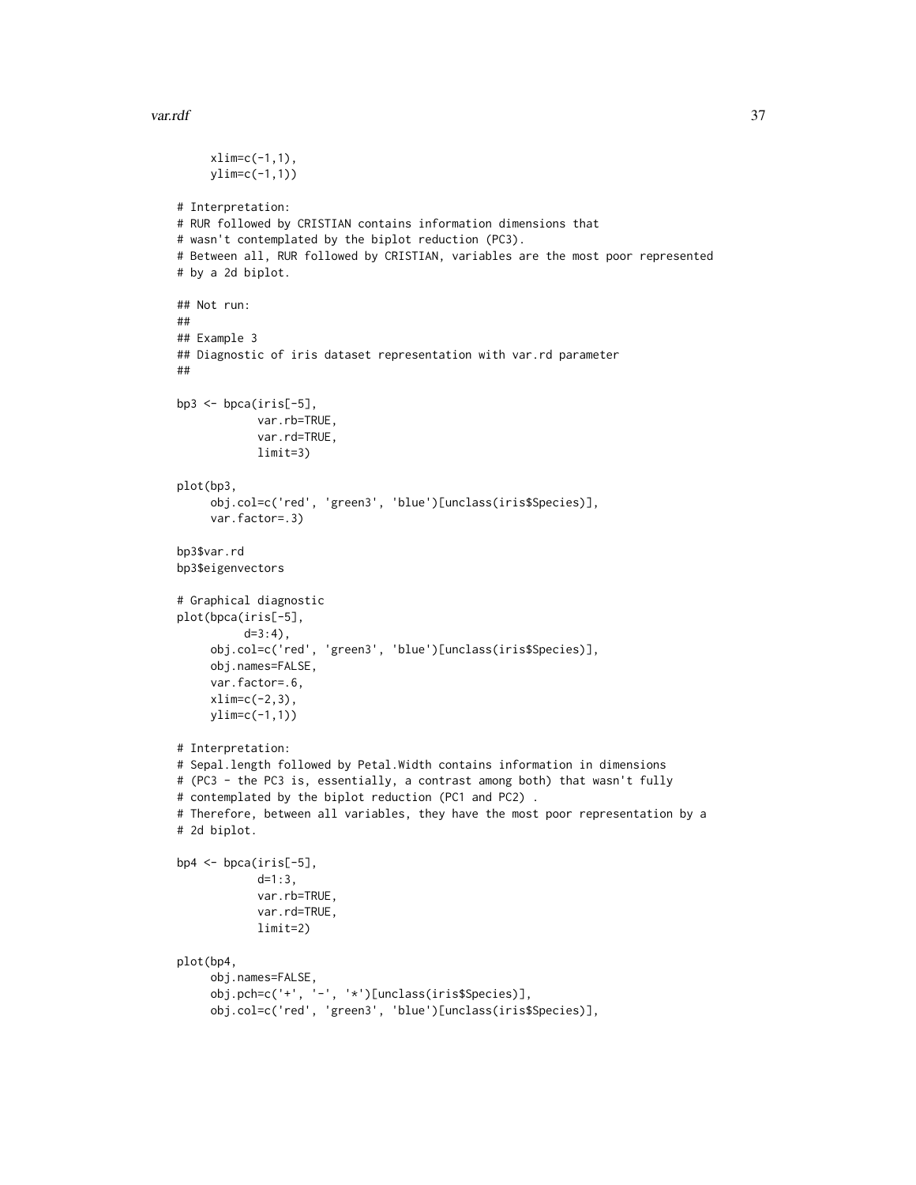```
     xlim=c(-1,1),
     ylim=c(-1,1))

# Interpretation:
# RUR followed by CRISTIAN contains information dimensions that
# wasn't contemplated by the biplot reduction (PC3).
# Between all, RUR followed by CRISTIAN, variables are the most poor represented
# by a 2d biplot.

## Not run:
##
## Example 3
## Diagnostic of iris dataset representation with var.rd parameter
##

bp3 <- bpca(iris[-5],
            var.rb=TRUE,
            var.rd=TRUE,
            limit=3)

plot(bp3,
     obj.col=c('red', 'green3', 'blue')[unclass(iris$Species)],
     var.factor=.3)

bp3$var.rd
bp3$eigenvectors

# Graphical diagnostic
plot(bpca(iris[-5],
          d=3:4),
     obj.col=c('red', 'green3', 'blue')[unclass(iris$Species)],
     obj.names=FALSE,
     var.factor=.6,
     xlim=c(-2,3),
     ylim=c(-1,1))

# Interpretation:
# Sepal.length followed by Petal.Width contains information in dimensions
# (PC3 - the PC3 is, essentially, a contrast among both) that wasn't fully
# contemplated by the biplot reduction (PC1 and PC2) .
# Therefore, between all variables, they have the most poor representation by a
# 2d biplot.

bp4 <- bpca(iris[-5],
            d=1:3,
            var.rb=TRUE,
            var.rd=TRUE,
            limit=2)

plot(bp4,
     obj.names=FALSE,
     obj.pch=c('+', '-', '*')[unclass(iris$Species)],
     obj.col=c('red', 'green3', 'blue')[unclass(iris$Species)],
```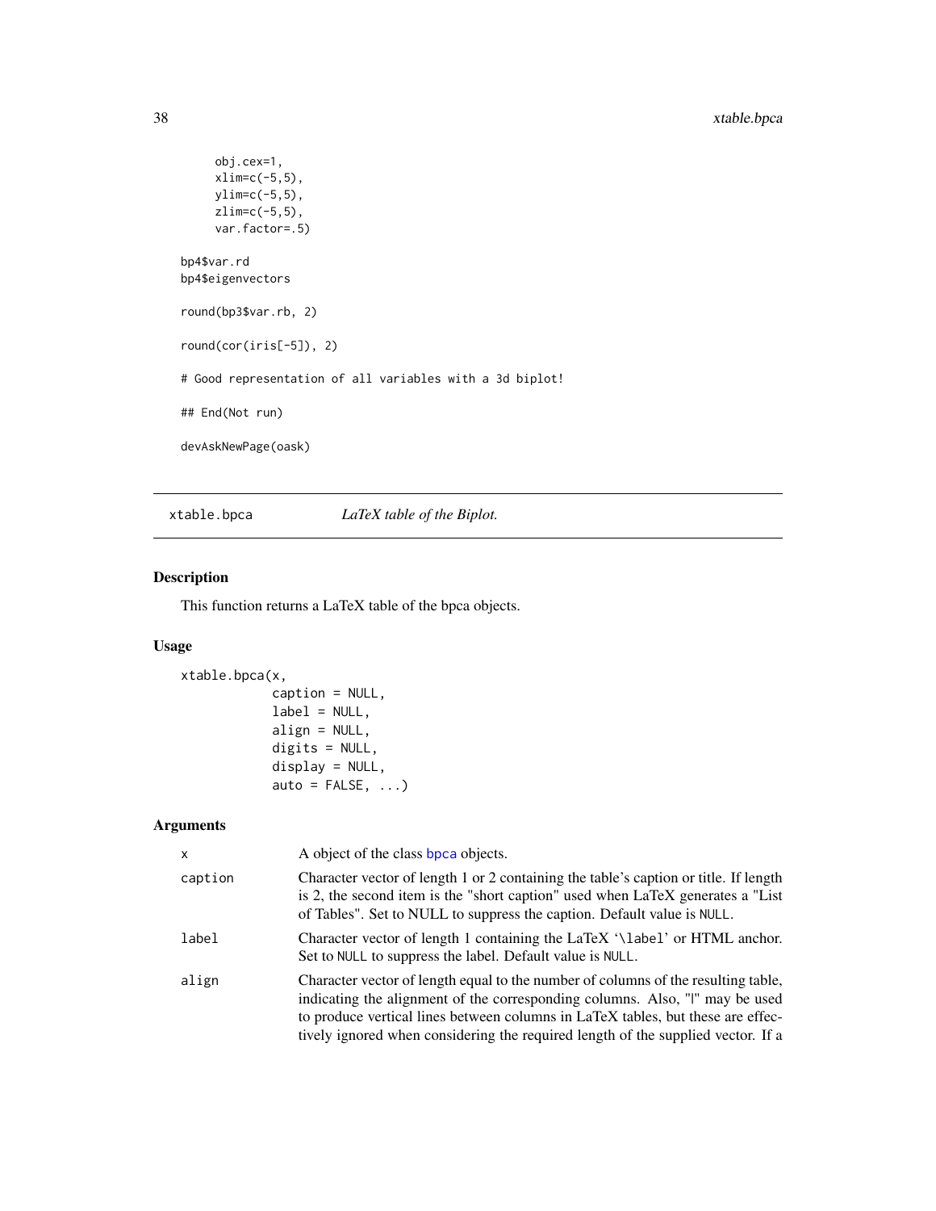```
      obj.cex=1,
      xlim=c(-5,5),
      ylim=c(-5,5),
      zlim=c(-5,5),
      var.factor=.5)

bp4$var.rd
bp4$eigenvectors

round(bp3$var.rb, 2)

round(cor(iris[-5]), 2)

# Good representation of all variables with a 3d biplot!

## End(Not run)

devAskNewPage(oask)
```

---

xtable.bpca — *LaTeX table of the Biplot.*

---

## Description

This function returns a LaTeX table of the bpca objects.

## Usage

```
xtable.bpca(x,
            caption = NULL,
            label = NULL,
            align = NULL,
            digits = NULL,
            display = NULL,
            auto = FALSE, ...)
```

## Arguments

| | |
|---|---|
| `x` | A object of the class bpca objects. |
| `caption` | Character vector of length 1 or 2 containing the table's caption or title. If length is 2, the second item is the "short caption" used when LaTeX generates a "List of Tables". Set to NULL to suppress the caption. Default value is `NULL`. |
| `label` | Character vector of length 1 containing the LaTeX '`\label`' or HTML anchor. Set to `NULL` to suppress the label. Default value is `NULL`. |
| `align` | Character vector of length equal to the number of columns of the resulting table, indicating the alignment of the corresponding columns. Also, "\|" may be used to produce vertical lines between columns in LaTeX tables, but these are effectively ignored when considering the required length of the supplied vector. If a |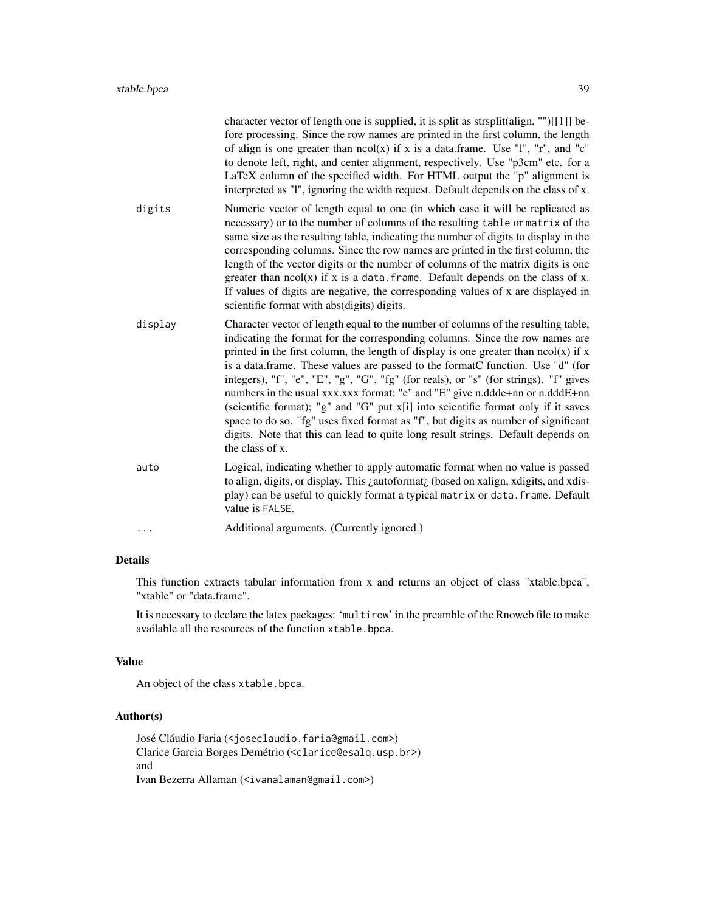character vector of length one is supplied, it is split as strsplit(align, "")[[1]] before processing. Since the row names are printed in the first column, the length of align is one greater than ncol(x) if x is a data.frame. Use "l", "r", and "c" to denote left, right, and center alignment, respectively. Use "p3cm" etc. for a LaTeX column of the specified width. For HTML output the "p" alignment is interpreted as "l", ignoring the width request. Default depends on the class of x.

`digits` Numeric vector of length equal to one (in which case it will be replicated as necessary) or to the number of columns of the resulting `table` or `matrix` of the same size as the resulting table, indicating the number of digits to display in the corresponding columns. Since the row names are printed in the first column, the length of the vector digits or the number of columns of the matrix digits is one greater than ncol(x) if x is a `data.frame`. Default depends on the class of x. If values of digits are negative, the corresponding values of x are displayed in scientific format with abs(digits) digits.

`display` Character vector of length equal to the number of columns of the resulting table, indicating the format for the corresponding columns. Since the row names are printed in the first column, the length of display is one greater than ncol(x) if x is a data.frame. These values are passed to the formatC function. Use "d" (for integers), "f", "e", "E", "g", "G", "fg" (for reals), or "s" (for strings). "f" gives numbers in the usual xxx.xxx format; "e" and "E" give n.ddde+nn or n.dddE+nn (scientific format); "g" and "G" put x[i] into scientific format only if it saves space to do so. "fg" uses fixed format as "f", but digits as number of significant digits. Note that this can lead to quite long result strings. Default depends on the class of x.

`auto` Logical, indicating whether to apply automatic format when no value is passed to align, digits, or display. This ¿autoformat¿ (based on xalign, xdigits, and xdisplay) can be useful to quickly format a typical `matrix` or `data.frame`. Default value is `FALSE`.

`...` Additional arguments. (Currently ignored.)

## Details

This function extracts tabular information from x and returns an object of class "xtable.bpca", "xtable" or "data.frame".

It is necessary to declare the latex packages: 'multirow' in the preamble of the Rnoweb file to make available all the resources of the function `xtable.bpca`.

## Value

An object of the class `xtable.bpca`.

## Author(s)

José Cláudio Faria (<joseclaudio.faria@gmail.com>)
Clarice Garcia Borges Demétrio (<clarice@esalq.usp.br>)
and
Ivan Bezerra Allaman (<ivanalaman@gmail.com>)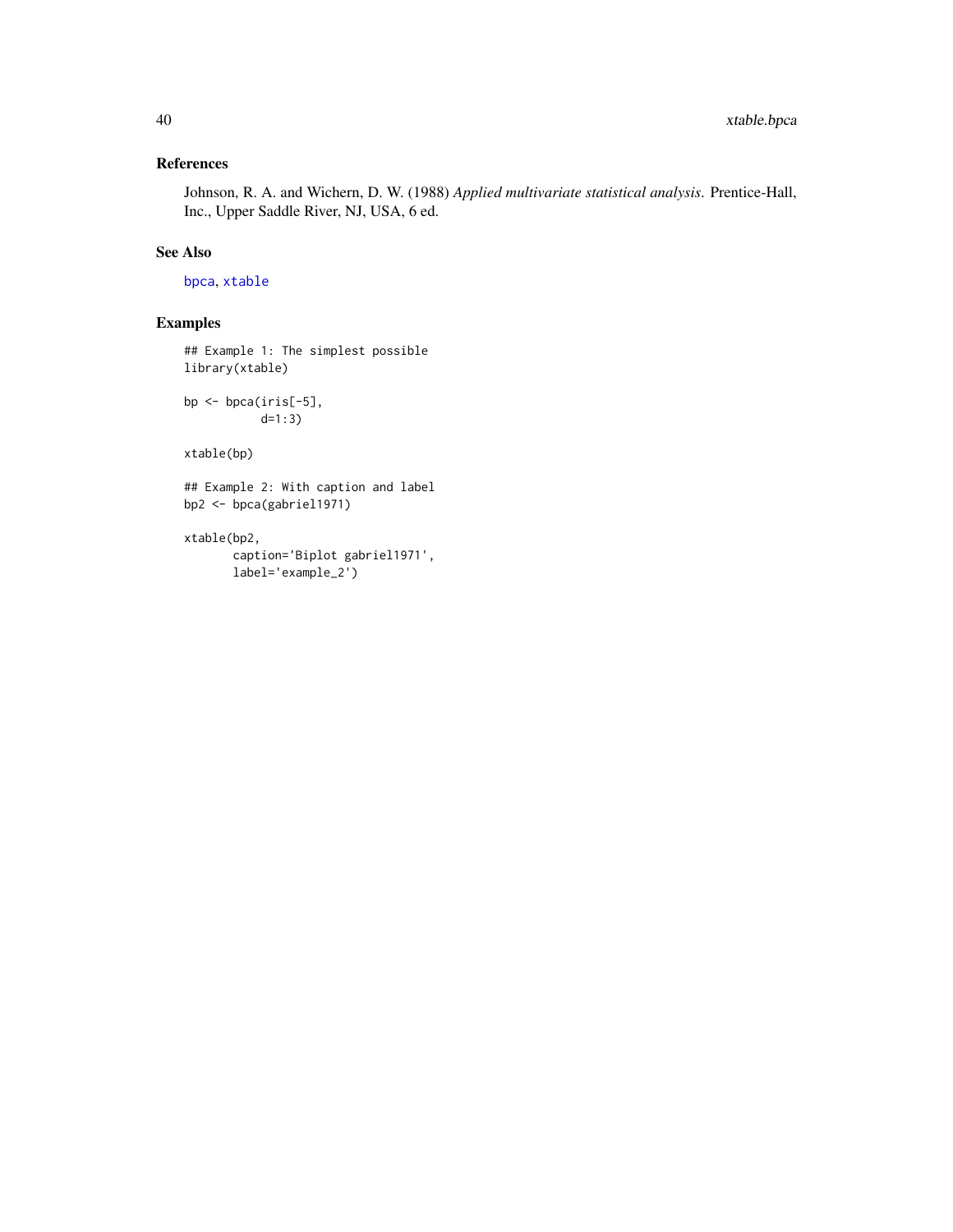### References

Johnson, R. A. and Wichern, D. W. (1988) *Applied multivariate statistical analysis*. Prentice-Hall, Inc., Upper Saddle River, NJ, USA, 6 ed.

### See Also

`bpca`, `xtable`

### Examples

```
## Example 1: The simplest possible
library(xtable)

bp <- bpca(iris[-5],
           d=1:3)

xtable(bp)

## Example 2: With caption and label
bp2 <- bpca(gabriel1971)

xtable(bp2,
       caption='Biplot gabriel1971',
       label='example_2')
```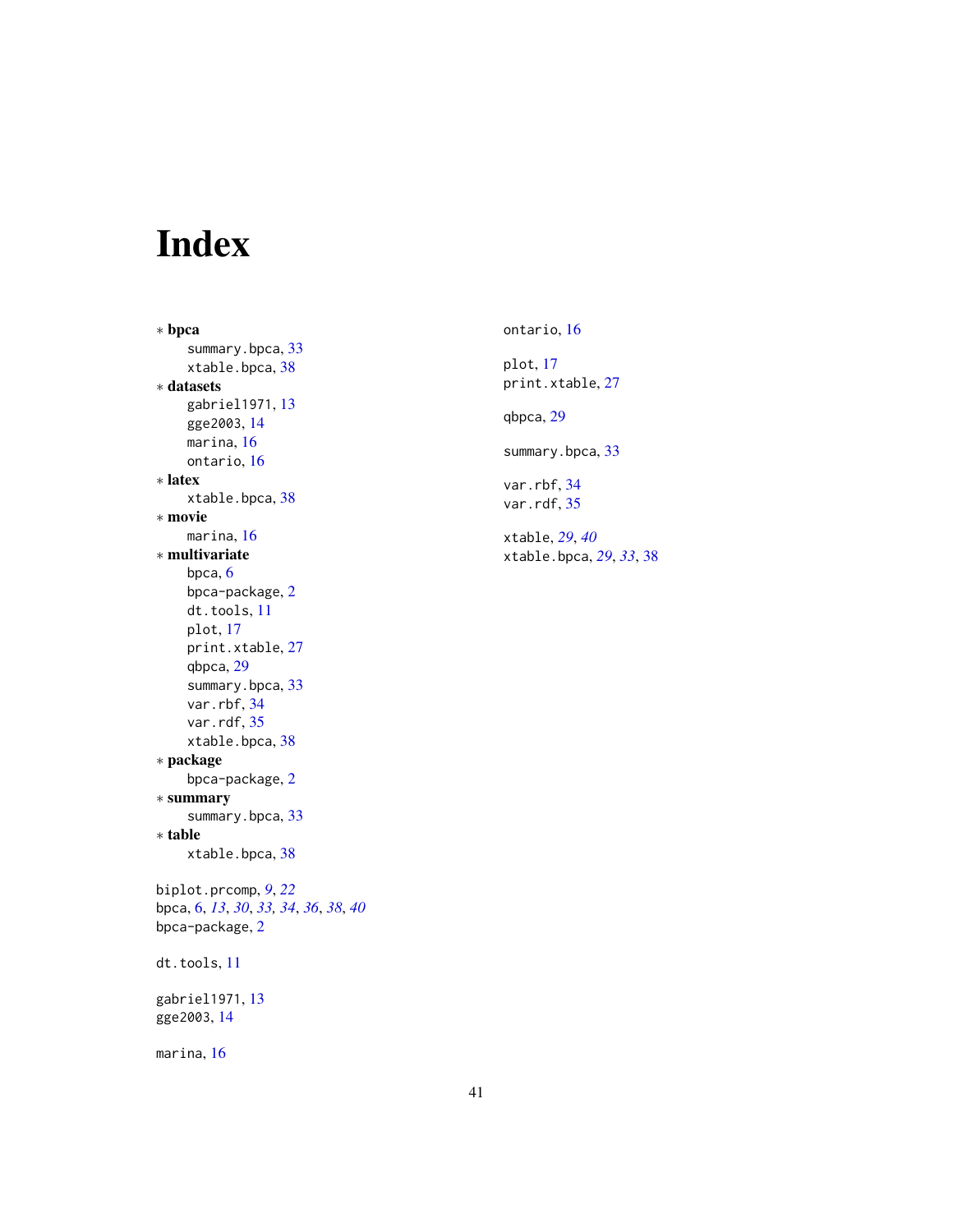# Index

* **bpca**
  - summary.bpca, 33
  - xtable.bpca, 38
* **datasets**
  - gabriel1971, 13
  - gge2003, 14
  - marina, 16
  - ontario, 16
* **latex**
  - xtable.bpca, 38
* **movie**
  - marina, 16
* **multivariate**
  - bpca, 6
  - bpca-package, 2
  - dt.tools, 11
  - plot, 17
  - print.xtable, 27
  - qbpca, 29
  - summary.bpca, 33
  - var.rbf, 34
  - var.rdf, 35
  - xtable.bpca, 38
* **package**
  - bpca-package, 2
* **summary**
  - summary.bpca, 33
* **table**
  - xtable.bpca, 38

biplot.prcomp, *9*, *22*
bpca, 6, *13*, *30*, *33*, *34*, *36*, *38*, *40*
bpca-package, 2

dt.tools, 11

gabriel1971, 13
gge2003, 14

marina, 16

ontario, 16

plot, 17
print.xtable, 27

qbpca, 29

summary.bpca, 33

var.rbf, 34
var.rdf, 35

xtable, *29*, *40*
xtable.bpca, *29*, *33*, 38